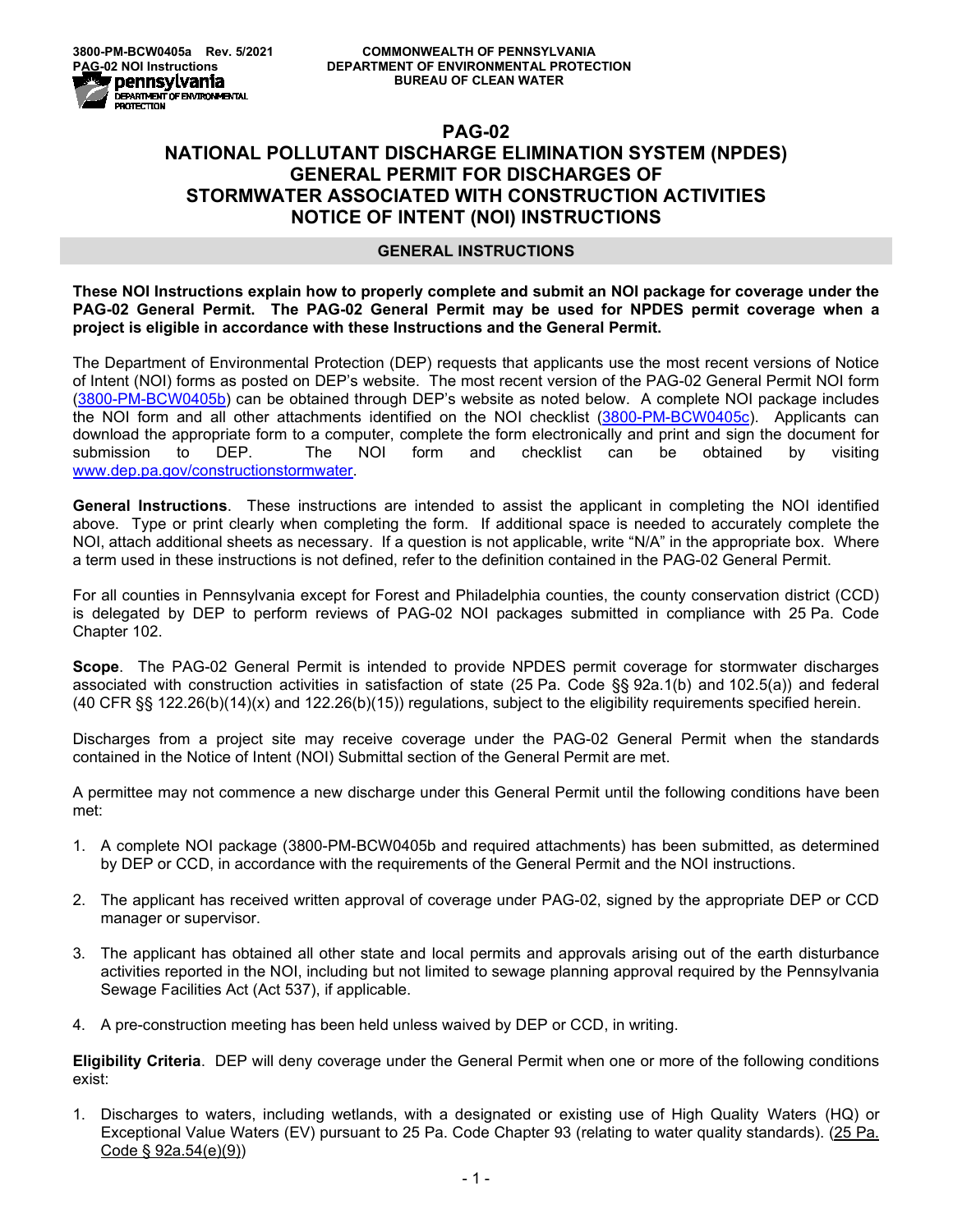3800-PM-BCW0405a Rev. 5/2021
PAG-02 NOI Instructions

COMMONWEALTH OF PENNSYLVANIA
DEPARTMENT OF ENVIRONMENTAL PROTECTION
BUREAU OF CLEAN WATER

# PAG-02
# NATIONAL POLLUTANT DISCHARGE ELIMINATION SYSTEM (NPDES) GENERAL PERMIT FOR DISCHARGES OF STORMWATER ASSOCIATED WITH CONSTRUCTION ACTIVITIES NOTICE OF INTENT (NOI) INSTRUCTIONS

## GENERAL INSTRUCTIONS

**These NOI Instructions explain how to properly complete and submit an NOI package for coverage under the PAG-02 General Permit. The PAG-02 General Permit may be used for NPDES permit coverage when a project is eligible in accordance with these Instructions and the General Permit.**

The Department of Environmental Protection (DEP) requests that applicants use the most recent versions of Notice of Intent (NOI) forms as posted on DEP's website. The most recent version of the PAG-02 General Permit NOI form (3800-PM-BCW0405b) can be obtained through DEP's website as noted below. A complete NOI package includes the NOI form and all other attachments identified on the NOI checklist (3800-PM-BCW0405c). Applicants can download the appropriate form to a computer, complete the form electronically and print and sign the document for submission to DEP. The NOI form and checklist can be obtained by visiting www.dep.pa.gov/constructionstormwater.

**General Instructions**. These instructions are intended to assist the applicant in completing the NOI identified above. Type or print clearly when completing the form. If additional space is needed to accurately complete the NOI, attach additional sheets as necessary. If a question is not applicable, write "N/A" in the appropriate box. Where a term used in these instructions is not defined, refer to the definition contained in the PAG-02 General Permit.

For all counties in Pennsylvania except for Forest and Philadelphia counties, the county conservation district (CCD) is delegated by DEP to perform reviews of PAG-02 NOI packages submitted in compliance with 25 Pa. Code Chapter 102.

**Scope**. The PAG-02 General Permit is intended to provide NPDES permit coverage for stormwater discharges associated with construction activities in satisfaction of state (25 Pa. Code §§ 92a.1(b) and 102.5(a)) and federal (40 CFR §§ 122.26(b)(14)(x) and 122.26(b)(15)) regulations, subject to the eligibility requirements specified herein.

Discharges from a project site may receive coverage under the PAG-02 General Permit when the standards contained in the Notice of Intent (NOI) Submittal section of the General Permit are met.

A permittee may not commence a new discharge under this General Permit until the following conditions have been met:

1. A complete NOI package (3800-PM-BCW0405b and required attachments) has been submitted, as determined by DEP or CCD, in accordance with the requirements of the General Permit and the NOI instructions.
2. The applicant has received written approval of coverage under PAG-02, signed by the appropriate DEP or CCD manager or supervisor.
3. The applicant has obtained all other state and local permits and approvals arising out of the earth disturbance activities reported in the NOI, including but not limited to sewage planning approval required by the Pennsylvania Sewage Facilities Act (Act 537), if applicable.
4. A pre-construction meeting has been held unless waived by DEP or CCD, in writing.

**Eligibility Criteria**. DEP will deny coverage under the General Permit when one or more of the following conditions exist:

1. Discharges to waters, including wetlands, with a designated or existing use of High Quality Waters (HQ) or Exceptional Value Waters (EV) pursuant to 25 Pa. Code Chapter 93 (relating to water quality standards). (25 Pa. Code § 92a.54(e)(9))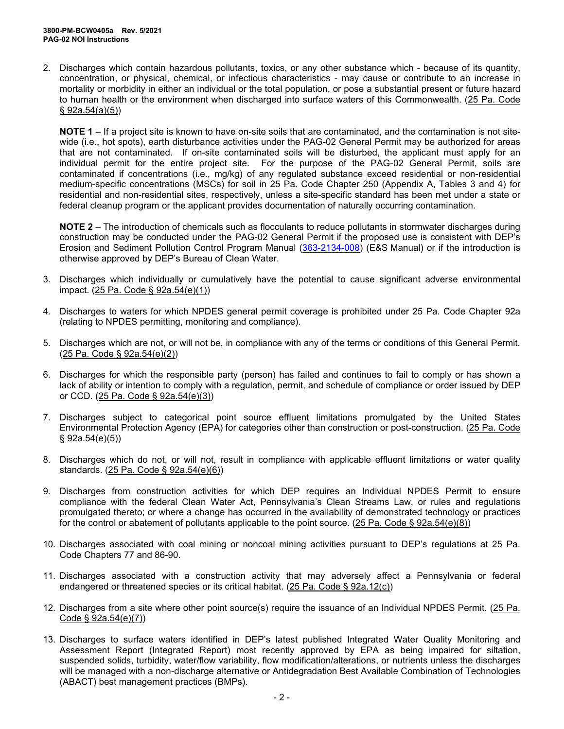2. Discharges which contain hazardous pollutants, toxics, or any other substance which - because of its quantity, concentration, or physical, chemical, or infectious characteristics - may cause or contribute to an increase in mortality or morbidity in either an individual or the total population, or pose a substantial present or future hazard to human health or the environment when discharged into surface waters of this Commonwealth. (25 Pa. Code § 92a.54(a)(5))

   **NOTE 1** – If a project site is known to have on-site soils that are contaminated, and the contamination is not site-wide (i.e., hot spots), earth disturbance activities under the PAG-02 General Permit may be authorized for areas that are not contaminated. If on-site contaminated soils will be disturbed, the applicant must apply for an individual permit for the entire project site. For the purpose of the PAG-02 General Permit, soils are contaminated if concentrations (i.e., mg/kg) of any regulated substance exceed residential or non-residential medium-specific concentrations (MSCs) for soil in 25 Pa. Code Chapter 250 (Appendix A, Tables 3 and 4) for residential and non-residential sites, respectively, unless a site-specific standard has been met under a state or federal cleanup program or the applicant provides documentation of naturally occurring contamination.

   **NOTE 2** – The introduction of chemicals such as flocculants to reduce pollutants in stormwater discharges during construction may be conducted under the PAG-02 General Permit if the proposed use is consistent with DEP's Erosion and Sediment Pollution Control Program Manual (363-2134-008) (E&S Manual) or if the introduction is otherwise approved by DEP's Bureau of Clean Water.

3. Discharges which individually or cumulatively have the potential to cause significant adverse environmental impact. (25 Pa. Code § 92a.54(e)(1))

4. Discharges to waters for which NPDES general permit coverage is prohibited under 25 Pa. Code Chapter 92a (relating to NPDES permitting, monitoring and compliance).

5. Discharges which are not, or will not be, in compliance with any of the terms or conditions of this General Permit. (25 Pa. Code § 92a.54(e)(2))

6. Discharges for which the responsible party (person) has failed and continues to fail to comply or has shown a lack of ability or intention to comply with a regulation, permit, and schedule of compliance or order issued by DEP or CCD. (25 Pa. Code § 92a.54(e)(3))

7. Discharges subject to categorical point source effluent limitations promulgated by the United States Environmental Protection Agency (EPA) for categories other than construction or post-construction. (25 Pa. Code § 92a.54(e)(5))

8. Discharges which do not, or will not, result in compliance with applicable effluent limitations or water quality standards. (25 Pa. Code § 92a.54(e)(6))

9. Discharges from construction activities for which DEP requires an Individual NPDES Permit to ensure compliance with the federal Clean Water Act, Pennsylvania's Clean Streams Law, or rules and regulations promulgated thereto; or where a change has occurred in the availability of demonstrated technology or practices for the control or abatement of pollutants applicable to the point source. (25 Pa. Code § 92a.54(e)(8))

10. Discharges associated with coal mining or noncoal mining activities pursuant to DEP's regulations at 25 Pa. Code Chapters 77 and 86-90.

11. Discharges associated with a construction activity that may adversely affect a Pennsylvania or federal endangered or threatened species or its critical habitat. (25 Pa. Code § 92a.12(c))

12. Discharges from a site where other point source(s) require the issuance of an Individual NPDES Permit. (25 Pa. Code § 92a.54(e)(7))

13. Discharges to surface waters identified in DEP's latest published Integrated Water Quality Monitoring and Assessment Report (Integrated Report) most recently approved by EPA as being impaired for siltation, suspended solids, turbidity, water/flow variability, flow modification/alterations, or nutrients unless the discharges will be managed with a non-discharge alternative or Antidegradation Best Available Combination of Technologies (ABACT) best management practices (BMPs).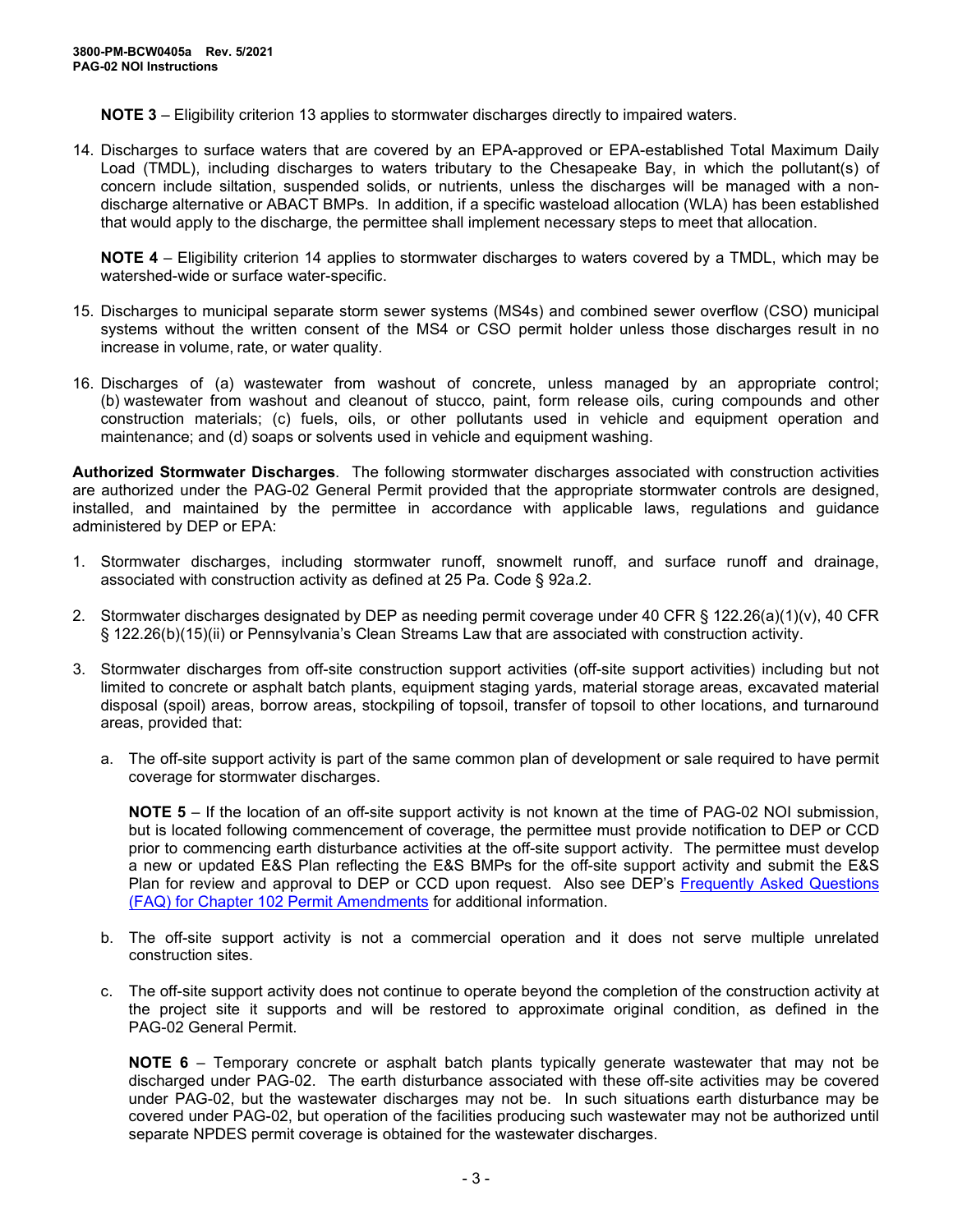**NOTE 3** – Eligibility criterion 13 applies to stormwater discharges directly to impaired waters.

14. Discharges to surface waters that are covered by an EPA-approved or EPA-established Total Maximum Daily Load (TMDL), including discharges to waters tributary to the Chesapeake Bay, in which the pollutant(s) of concern include siltation, suspended solids, or nutrients, unless the discharges will be managed with a non-discharge alternative or ABACT BMPs. In addition, if a specific wasteload allocation (WLA) has been established that would apply to the discharge, the permittee shall implement necessary steps to meet that allocation.

    **NOTE 4** – Eligibility criterion 14 applies to stormwater discharges to waters covered by a TMDL, which may be watershed-wide or surface water-specific.

15. Discharges to municipal separate storm sewer systems (MS4s) and combined sewer overflow (CSO) municipal systems without the written consent of the MS4 or CSO permit holder unless those discharges result in no increase in volume, rate, or water quality.

16. Discharges of (a) wastewater from washout of concrete, unless managed by an appropriate control; (b) wastewater from washout and cleanout of stucco, paint, form release oils, curing compounds and other construction materials; (c) fuels, oils, or other pollutants used in vehicle and equipment operation and maintenance; and (d) soaps or solvents used in vehicle and equipment washing.

**Authorized Stormwater Discharges**. The following stormwater discharges associated with construction activities are authorized under the PAG-02 General Permit provided that the appropriate stormwater controls are designed, installed, and maintained by the permittee in accordance with applicable laws, regulations and guidance administered by DEP or EPA:

1. Stormwater discharges, including stormwater runoff, snowmelt runoff, and surface runoff and drainage, associated with construction activity as defined at 25 Pa. Code § 92a.2.

2. Stormwater discharges designated by DEP as needing permit coverage under 40 CFR § 122.26(a)(1)(v), 40 CFR § 122.26(b)(15)(ii) or Pennsylvania's Clean Streams Law that are associated with construction activity.

3. Stormwater discharges from off-site construction support activities (off-site support activities) including but not limited to concrete or asphalt batch plants, equipment staging yards, material storage areas, excavated material disposal (spoil) areas, borrow areas, stockpiling of topsoil, transfer of topsoil to other locations, and turnaround areas, provided that:

    a. The off-site support activity is part of the same common plan of development or sale required to have permit coverage for stormwater discharges.

       **NOTE 5** – If the location of an off-site support activity is not known at the time of PAG-02 NOI submission, but is located following commencement of coverage, the permittee must provide notification to DEP or CCD prior to commencing earth disturbance activities at the off-site support activity. The permittee must develop a new or updated E&S Plan reflecting the E&S BMPs for the off-site support activity and submit the E&S Plan for review and approval to DEP or CCD upon request. Also see DEP's Frequently Asked Questions (FAQ) for Chapter 102 Permit Amendments for additional information.

    b. The off-site support activity is not a commercial operation and it does not serve multiple unrelated construction sites.

    c. The off-site support activity does not continue to operate beyond the completion of the construction activity at the project site it supports and will be restored to approximate original condition, as defined in the PAG-02 General Permit.

       **NOTE 6** – Temporary concrete or asphalt batch plants typically generate wastewater that may not be discharged under PAG-02. The earth disturbance associated with these off-site activities may be covered under PAG-02, but the wastewater discharges may not be. In such situations earth disturbance may be covered under PAG-02, but operation of the facilities producing such wastewater may not be authorized until separate NPDES permit coverage is obtained for the wastewater discharges.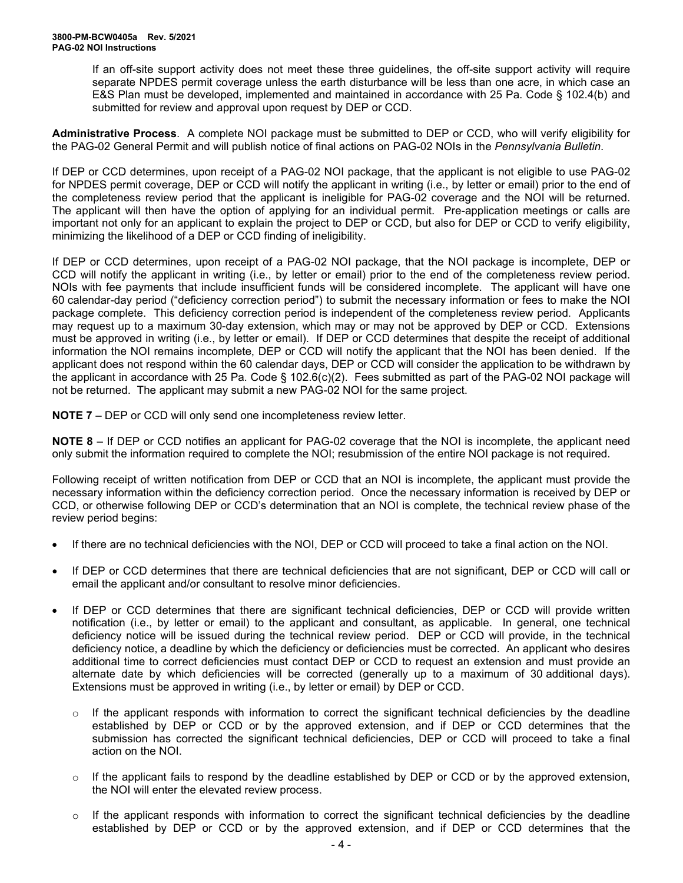If an off-site support activity does not meet these three guidelines, the off-site support activity will require separate NPDES permit coverage unless the earth disturbance will be less than one acre, in which case an E&S Plan must be developed, implemented and maintained in accordance with 25 Pa. Code § 102.4(b) and submitted for review and approval upon request by DEP or CCD.

**Administrative Process**. A complete NOI package must be submitted to DEP or CCD, who will verify eligibility for the PAG-02 General Permit and will publish notice of final actions on PAG-02 NOIs in the *Pennsylvania Bulletin*.

If DEP or CCD determines, upon receipt of a PAG-02 NOI package, that the applicant is not eligible to use PAG-02 for NPDES permit coverage, DEP or CCD will notify the applicant in writing (i.e., by letter or email) prior to the end of the completeness review period that the applicant is ineligible for PAG-02 coverage and the NOI will be returned. The applicant will then have the option of applying for an individual permit. Pre-application meetings or calls are important not only for an applicant to explain the project to DEP or CCD, but also for DEP or CCD to verify eligibility, minimizing the likelihood of a DEP or CCD finding of ineligibility.

If DEP or CCD determines, upon receipt of a PAG-02 NOI package, that the NOI package is incomplete, DEP or CCD will notify the applicant in writing (i.e., by letter or email) prior to the end of the completeness review period. NOIs with fee payments that include insufficient funds will be considered incomplete. The applicant will have one 60 calendar-day period ("deficiency correction period") to submit the necessary information or fees to make the NOI package complete. This deficiency correction period is independent of the completeness review period. Applicants may request up to a maximum 30-day extension, which may or may not be approved by DEP or CCD. Extensions must be approved in writing (i.e., by letter or email). If DEP or CCD determines that despite the receipt of additional information the NOI remains incomplete, DEP or CCD will notify the applicant that the NOI has been denied. If the applicant does not respond within the 60 calendar days, DEP or CCD will consider the application to be withdrawn by the applicant in accordance with 25 Pa. Code § 102.6(c)(2). Fees submitted as part of the PAG-02 NOI package will not be returned. The applicant may submit a new PAG-02 NOI for the same project.

**NOTE 7** – DEP or CCD will only send one incompleteness review letter.

**NOTE 8** – If DEP or CCD notifies an applicant for PAG-02 coverage that the NOI is incomplete, the applicant need only submit the information required to complete the NOI; resubmission of the entire NOI package is not required.

Following receipt of written notification from DEP or CCD that an NOI is incomplete, the applicant must provide the necessary information within the deficiency correction period. Once the necessary information is received by DEP or CCD, or otherwise following DEP or CCD's determination that an NOI is complete, the technical review phase of the review period begins:

- If there are no technical deficiencies with the NOI, DEP or CCD will proceed to take a final action on the NOI.
- If DEP or CCD determines that there are technical deficiencies that are not significant, DEP or CCD will call or email the applicant and/or consultant to resolve minor deficiencies.
- If DEP or CCD determines that there are significant technical deficiencies, DEP or CCD will provide written notification (i.e., by letter or email) to the applicant and consultant, as applicable. In general, one technical deficiency notice will be issued during the technical review period. DEP or CCD will provide, in the technical deficiency notice, a deadline by which the deficiency or deficiencies must be corrected. An applicant who desires additional time to correct deficiencies must contact DEP or CCD to request an extension and must provide an alternate date by which deficiencies will be corrected (generally up to a maximum of 30 additional days). Extensions must be approved in writing (i.e., by letter or email) by DEP or CCD.
  - If the applicant responds with information to correct the significant technical deficiencies by the deadline established by DEP or CCD or by the approved extension, and if DEP or CCD determines that the submission has corrected the significant technical deficiencies, DEP or CCD will proceed to take a final action on the NOI.
  - If the applicant fails to respond by the deadline established by DEP or CCD or by the approved extension, the NOI will enter the elevated review process.
  - If the applicant responds with information to correct the significant technical deficiencies by the deadline established by DEP or CCD or by the approved extension, and if DEP or CCD determines that the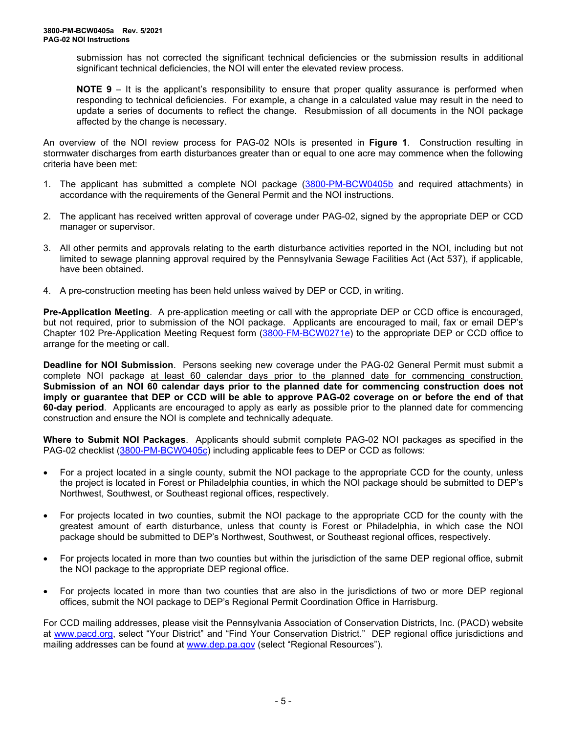submission has not corrected the significant technical deficiencies or the submission results in additional significant technical deficiencies, the NOI will enter the elevated review process.

**NOTE 9** – It is the applicant's responsibility to ensure that proper quality assurance is performed when responding to technical deficiencies. For example, a change in a calculated value may result in the need to update a series of documents to reflect the change. Resubmission of all documents in the NOI package affected by the change is necessary.

An overview of the NOI review process for PAG-02 NOIs is presented in **Figure 1**. Construction resulting in stormwater discharges from earth disturbances greater than or equal to one acre may commence when the following criteria have been met:

1. The applicant has submitted a complete NOI package (3800-PM-BCW0405b and required attachments) in accordance with the requirements of the General Permit and the NOI instructions.

2. The applicant has received written approval of coverage under PAG-02, signed by the appropriate DEP or CCD manager or supervisor.

3. All other permits and approvals relating to the earth disturbance activities reported in the NOI, including but not limited to sewage planning approval required by the Pennsylvania Sewage Facilities Act (Act 537), if applicable, have been obtained.

4. A pre-construction meeting has been held unless waived by DEP or CCD, in writing.

**Pre-Application Meeting**. A pre-application meeting or call with the appropriate DEP or CCD office is encouraged, but not required, prior to submission of the NOI package. Applicants are encouraged to mail, fax or email DEP's Chapter 102 Pre-Application Meeting Request form (3800-FM-BCW0271e) to the appropriate DEP or CCD office to arrange for the meeting or call.

**Deadline for NOI Submission**. Persons seeking new coverage under the PAG-02 General Permit must submit a complete NOI package at least 60 calendar days prior to the planned date for commencing construction. **Submission of an NOI 60 calendar days prior to the planned date for commencing construction does not imply or guarantee that DEP or CCD will be able to approve PAG-02 coverage on or before the end of that 60-day period**. Applicants are encouraged to apply as early as possible prior to the planned date for commencing construction and ensure the NOI is complete and technically adequate.

**Where to Submit NOI Packages**. Applicants should submit complete PAG-02 NOI packages as specified in the PAG-02 checklist (3800-PM-BCW0405c) including applicable fees to DEP or CCD as follows:

- For a project located in a single county, submit the NOI package to the appropriate CCD for the county, unless the project is located in Forest or Philadelphia counties, in which the NOI package should be submitted to DEP's Northwest, Southwest, or Southeast regional offices, respectively.

- For projects located in two counties, submit the NOI package to the appropriate CCD for the county with the greatest amount of earth disturbance, unless that county is Forest or Philadelphia, in which case the NOI package should be submitted to DEP's Northwest, Southwest, or Southeast regional offices, respectively.

- For projects located in more than two counties but within the jurisdiction of the same DEP regional office, submit the NOI package to the appropriate DEP regional office.

- For projects located in more than two counties that are also in the jurisdictions of two or more DEP regional offices, submit the NOI package to DEP's Regional Permit Coordination Office in Harrisburg.

For CCD mailing addresses, please visit the Pennsylvania Association of Conservation Districts, Inc. (PACD) website at www.pacd.org, select "Your District" and "Find Your Conservation District." DEP regional office jurisdictions and mailing addresses can be found at www.dep.pa.gov (select "Regional Resources").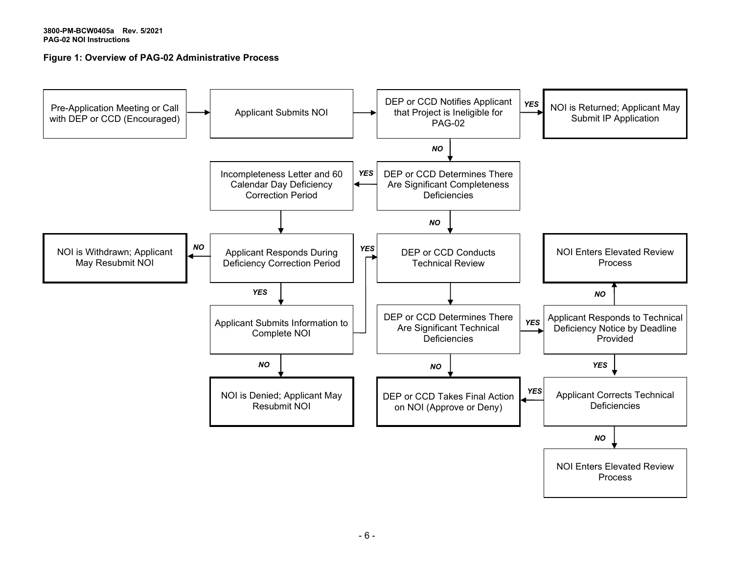**Figure 1: Overview of PAG-02 Administrative Process**

Pre-Application Meeting or Call with DEP or CCD (Encouraged)

Applicant Submits NOI

DEP or CCD Notifies Applicant that Project is Ineligible for PAG-02

*YES*

NOI is Returned; Applicant May Submit IP Application

*NO*

DEP or CCD Determines There Are Significant Completeness Deficiencies

*YES*

Incompleteness Letter and 60 Calendar Day Deficiency Correction Period

Applicant Responds During Deficiency Correction Period

*NO*

NOI is Withdrawn; Applicant May Resubmit NOI

*YES*

Applicant Submits Information to Complete NOI

*NO*

NOI is Denied; Applicant May Resubmit NOI

*YES*

DEP or CCD Conducts Technical Review

DEP or CCD Determines There Are Significant Technical Deficiencies

*NO*

DEP or CCD Takes Final Action on NOI (Approve or Deny)

*YES*

Applicant Responds to Technical Deficiency Notice by Deadline Provided

*NO*

NOI Enters Elevated Review Process

*YES*

Applicant Corrects Technical Deficiencies

*YES*

DEP or CCD Takes Final Action on NOI (Approve or Deny)

*NO*

NOI Enters Elevated Review Process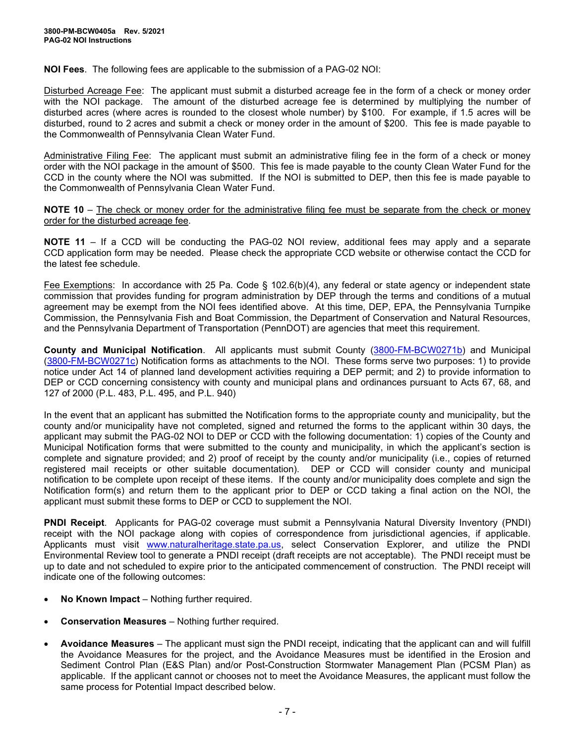**NOI Fees**. The following fees are applicable to the submission of a PAG-02 NOI:

Disturbed Acreage Fee: The applicant must submit a disturbed acreage fee in the form of a check or money order with the NOI package. The amount of the disturbed acreage fee is determined by multiplying the number of disturbed acres (where acres is rounded to the closest whole number) by $100. For example, if 1.5 acres will be disturbed, round to 2 acres and submit a check or money order in the amount of $200. This fee is made payable to the Commonwealth of Pennsylvania Clean Water Fund.

Administrative Filing Fee: The applicant must submit an administrative filing fee in the form of a check or money order with the NOI package in the amount of $500. This fee is made payable to the county Clean Water Fund for the CCD in the county where the NOI was submitted. If the NOI is submitted to DEP, then this fee is made payable to the Commonwealth of Pennsylvania Clean Water Fund.

**NOTE 10** – The check or money order for the administrative filing fee must be separate from the check or money order for the disturbed acreage fee.

**NOTE 11** – If a CCD will be conducting the PAG-02 NOI review, additional fees may apply and a separate CCD application form may be needed. Please check the appropriate CCD website or otherwise contact the CCD for the latest fee schedule.

Fee Exemptions: In accordance with 25 Pa. Code § 102.6(b)(4), any federal or state agency or independent state commission that provides funding for program administration by DEP through the terms and conditions of a mutual agreement may be exempt from the NOI fees identified above. At this time, DEP, EPA, the Pennsylvania Turnpike Commission, the Pennsylvania Fish and Boat Commission, the Department of Conservation and Natural Resources, and the Pennsylvania Department of Transportation (PennDOT) are agencies that meet this requirement.

**County and Municipal Notification**. All applicants must submit County (3800-FM-BCW0271b) and Municipal (3800-FM-BCW0271c) Notification forms as attachments to the NOI. These forms serve two purposes: 1) to provide notice under Act 14 of planned land development activities requiring a DEP permit; and 2) to provide information to DEP or CCD concerning consistency with county and municipal plans and ordinances pursuant to Acts 67, 68, and 127 of 2000 (P.L. 483, P.L. 495, and P.L. 940)

In the event that an applicant has submitted the Notification forms to the appropriate county and municipality, but the county and/or municipality have not completed, signed and returned the forms to the applicant within 30 days, the applicant may submit the PAG-02 NOI to DEP or CCD with the following documentation: 1) copies of the County and Municipal Notification forms that were submitted to the county and municipality, in which the applicant's section is complete and signature provided; and 2) proof of receipt by the county and/or municipality (i.e., copies of returned registered mail receipts or other suitable documentation). DEP or CCD will consider county and municipal notification to be complete upon receipt of these items. If the county and/or municipality does complete and sign the Notification form(s) and return them to the applicant prior to DEP or CCD taking a final action on the NOI, the applicant must submit these forms to DEP or CCD to supplement the NOI.

**PNDI Receipt**. Applicants for PAG-02 coverage must submit a Pennsylvania Natural Diversity Inventory (PNDI) receipt with the NOI package along with copies of correspondence from jurisdictional agencies, if applicable. Applicants must visit www.naturalheritage.state.pa.us, select Conservation Explorer, and utilize the PNDI Environmental Review tool to generate a PNDI receipt (draft receipts are not acceptable). The PNDI receipt must be up to date and not scheduled to expire prior to the anticipated commencement of construction. The PNDI receipt will indicate one of the following outcomes:

- **No Known Impact** – Nothing further required.
- **Conservation Measures** – Nothing further required.
- **Avoidance Measures** – The applicant must sign the PNDI receipt, indicating that the applicant can and will fulfill the Avoidance Measures for the project, and the Avoidance Measures must be identified in the Erosion and Sediment Control Plan (E&S Plan) and/or Post-Construction Stormwater Management Plan (PCSM Plan) as applicable. If the applicant cannot or chooses not to meet the Avoidance Measures, the applicant must follow the same process for Potential Impact described below.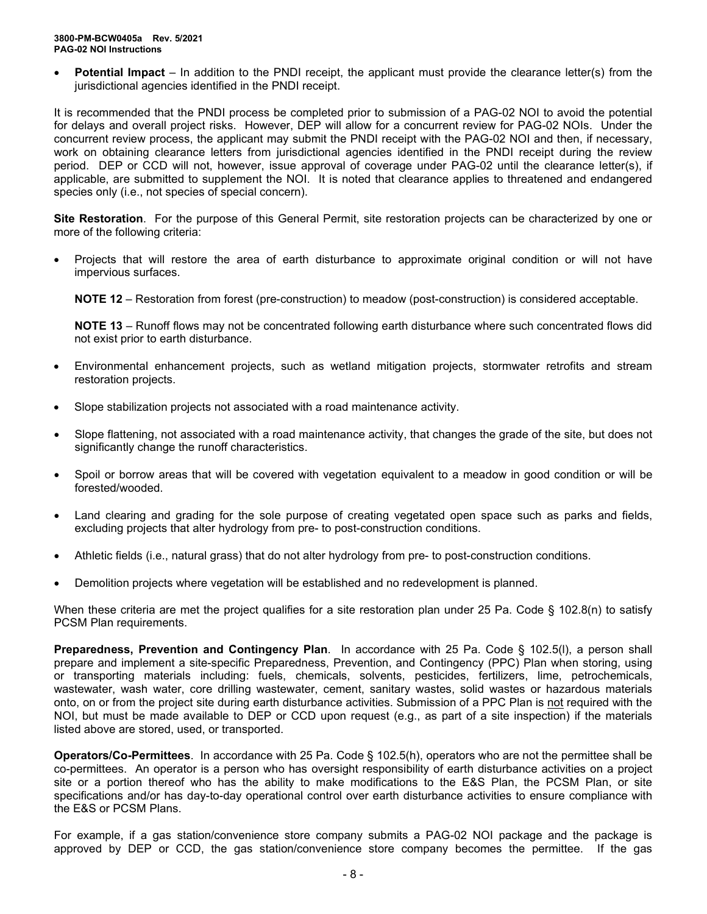- **Potential Impact** – In addition to the PNDI receipt, the applicant must provide the clearance letter(s) from the jurisdictional agencies identified in the PNDI receipt.

It is recommended that the PNDI process be completed prior to submission of a PAG-02 NOI to avoid the potential for delays and overall project risks. However, DEP will allow for a concurrent review for PAG-02 NOIs. Under the concurrent review process, the applicant may submit the PNDI receipt with the PAG-02 NOI and then, if necessary, work on obtaining clearance letters from jurisdictional agencies identified in the PNDI receipt during the review period. DEP or CCD will not, however, issue approval of coverage under PAG-02 until the clearance letter(s), if applicable, are submitted to supplement the NOI. It is noted that clearance applies to threatened and endangered species only (i.e., not species of special concern).

**Site Restoration**. For the purpose of this General Permit, site restoration projects can be characterized by one or more of the following criteria:

- Projects that will restore the area of earth disturbance to approximate original condition or will not have impervious surfaces.

  **NOTE 12** – Restoration from forest (pre-construction) to meadow (post-construction) is considered acceptable.

  **NOTE 13** – Runoff flows may not be concentrated following earth disturbance where such concentrated flows did not exist prior to earth disturbance.

- Environmental enhancement projects, such as wetland mitigation projects, stormwater retrofits and stream restoration projects.
- Slope stabilization projects not associated with a road maintenance activity.
- Slope flattening, not associated with a road maintenance activity, that changes the grade of the site, but does not significantly change the runoff characteristics.
- Spoil or borrow areas that will be covered with vegetation equivalent to a meadow in good condition or will be forested/wooded.
- Land clearing and grading for the sole purpose of creating vegetated open space such as parks and fields, excluding projects that alter hydrology from pre- to post-construction conditions.
- Athletic fields (i.e., natural grass) that do not alter hydrology from pre- to post-construction conditions.
- Demolition projects where vegetation will be established and no redevelopment is planned.

When these criteria are met the project qualifies for a site restoration plan under 25 Pa. Code § 102.8(n) to satisfy PCSM Plan requirements.

**Preparedness, Prevention and Contingency Plan**. In accordance with 25 Pa. Code § 102.5(l), a person shall prepare and implement a site-specific Preparedness, Prevention, and Contingency (PPC) Plan when storing, using or transporting materials including: fuels, chemicals, solvents, pesticides, fertilizers, lime, petrochemicals, wastewater, wash water, core drilling wastewater, cement, sanitary wastes, solid wastes or hazardous materials onto, on or from the project site during earth disturbance activities. Submission of a PPC Plan is not required with the NOI, but must be made available to DEP or CCD upon request (e.g., as part of a site inspection) if the materials listed above are stored, used, or transported.

**Operators/Co-Permittees**. In accordance with 25 Pa. Code § 102.5(h), operators who are not the permittee shall be co-permittees. An operator is a person who has oversight responsibility of earth disturbance activities on a project site or a portion thereof who has the ability to make modifications to the E&S Plan, the PCSM Plan, or site specifications and/or has day-to-day operational control over earth disturbance activities to ensure compliance with the E&S or PCSM Plans.

For example, if a gas station/convenience store company submits a PAG-02 NOI package and the package is approved by DEP or CCD, the gas station/convenience store company becomes the permittee. If the gas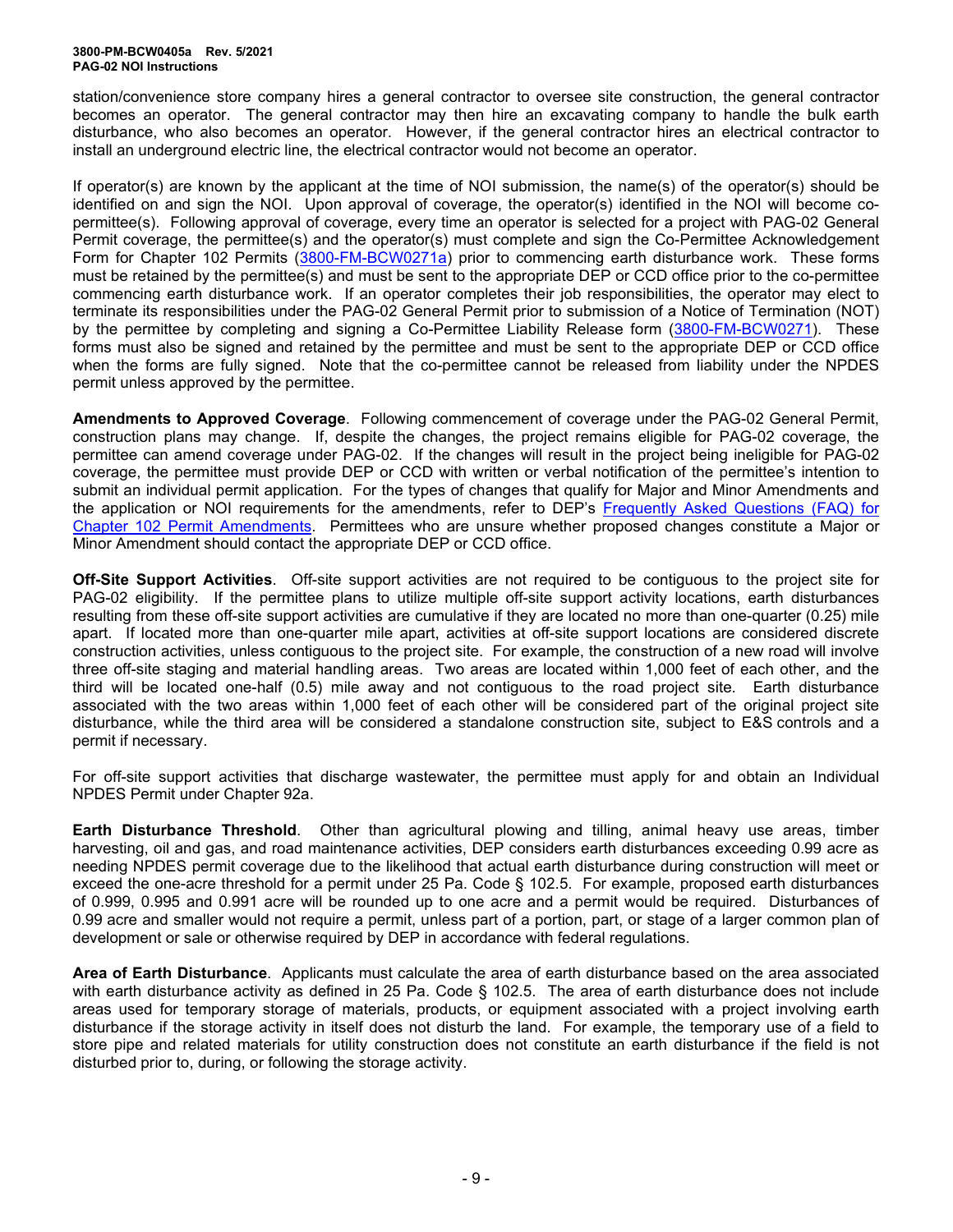station/convenience store company hires a general contractor to oversee site construction, the general contractor becomes an operator. The general contractor may then hire an excavating company to handle the bulk earth disturbance, who also becomes an operator. However, if the general contractor hires an electrical contractor to install an underground electric line, the electrical contractor would not become an operator.

If operator(s) are known by the applicant at the time of NOI submission, the name(s) of the operator(s) should be identified on and sign the NOI. Upon approval of coverage, the operator(s) identified in the NOI will become co-permittee(s). Following approval of coverage, every time an operator is selected for a project with PAG-02 General Permit coverage, the permittee(s) and the operator(s) must complete and sign the Co-Permittee Acknowledgement Form for Chapter 102 Permits (3800-FM-BCW0271a) prior to commencing earth disturbance work. These forms must be retained by the permittee(s) and must be sent to the appropriate DEP or CCD office prior to the co-permittee commencing earth disturbance work. If an operator completes their job responsibilities, the operator may elect to terminate its responsibilities under the PAG-02 General Permit prior to submission of a Notice of Termination (NOT) by the permittee by completing and signing a Co-Permittee Liability Release form (3800-FM-BCW0271). These forms must also be signed and retained by the permittee and must be sent to the appropriate DEP or CCD office when the forms are fully signed. Note that the co-permittee cannot be released from liability under the NPDES permit unless approved by the permittee.

**Amendments to Approved Coverage**. Following commencement of coverage under the PAG-02 General Permit, construction plans may change. If, despite the changes, the project remains eligible for PAG-02 coverage, the permittee can amend coverage under PAG-02. If the changes will result in the project being ineligible for PAG-02 coverage, the permittee must provide DEP or CCD with written or verbal notification of the permittee's intention to submit an individual permit application. For the types of changes that qualify for Major and Minor Amendments and the application or NOI requirements for the amendments, refer to DEP's Frequently Asked Questions (FAQ) for Chapter 102 Permit Amendments. Permittees who are unsure whether proposed changes constitute a Major or Minor Amendment should contact the appropriate DEP or CCD office.

**Off-Site Support Activities**. Off-site support activities are not required to be contiguous to the project site for PAG-02 eligibility. If the permittee plans to utilize multiple off-site support activity locations, earth disturbances resulting from these off-site support activities are cumulative if they are located no more than one-quarter (0.25) mile apart. If located more than one-quarter mile apart, activities at off-site support locations are considered discrete construction activities, unless contiguous to the project site. For example, the construction of a new road will involve three off-site staging and material handling areas. Two areas are located within 1,000 feet of each other, and the third will be located one-half (0.5) mile away and not contiguous to the road project site. Earth disturbance associated with the two areas within 1,000 feet of each other will be considered part of the original project site disturbance, while the third area will be considered a standalone construction site, subject to E&S controls and a permit if necessary.

For off-site support activities that discharge wastewater, the permittee must apply for and obtain an Individual NPDES Permit under Chapter 92a.

**Earth Disturbance Threshold**. Other than agricultural plowing and tilling, animal heavy use areas, timber harvesting, oil and gas, and road maintenance activities, DEP considers earth disturbances exceeding 0.99 acre as needing NPDES permit coverage due to the likelihood that actual earth disturbance during construction will meet or exceed the one-acre threshold for a permit under 25 Pa. Code § 102.5. For example, proposed earth disturbances of 0.999, 0.995 and 0.991 acre will be rounded up to one acre and a permit would be required. Disturbances of 0.99 acre and smaller would not require a permit, unless part of a portion, part, or stage of a larger common plan of development or sale or otherwise required by DEP in accordance with federal regulations.

**Area of Earth Disturbance**. Applicants must calculate the area of earth disturbance based on the area associated with earth disturbance activity as defined in 25 Pa. Code § 102.5. The area of earth disturbance does not include areas used for temporary storage of materials, products, or equipment associated with a project involving earth disturbance if the storage activity in itself does not disturb the land. For example, the temporary use of a field to store pipe and related materials for utility construction does not constitute an earth disturbance if the field is not disturbed prior to, during, or following the storage activity.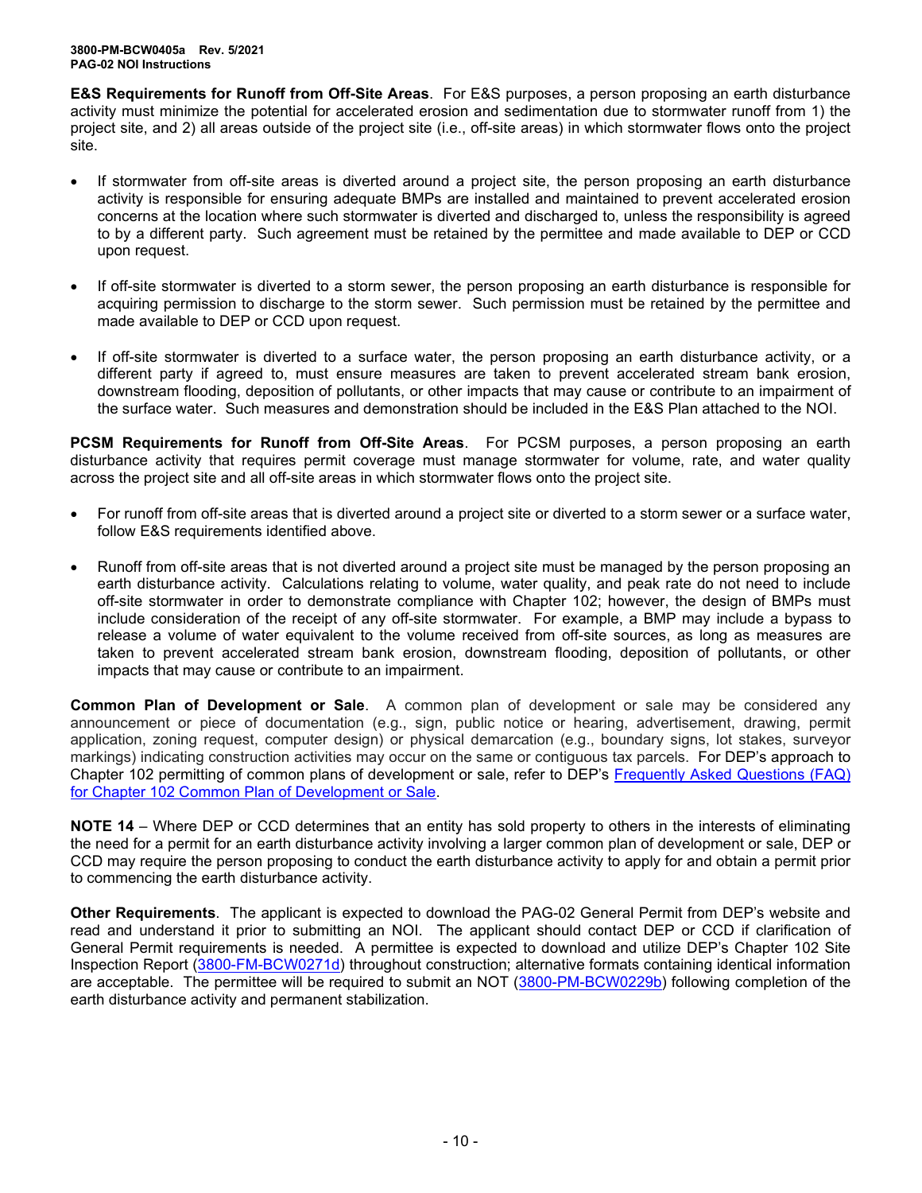**E&S Requirements for Runoff from Off-Site Areas**. For E&S purposes, a person proposing an earth disturbance activity must minimize the potential for accelerated erosion and sedimentation due to stormwater runoff from 1) the project site, and 2) all areas outside of the project site (i.e., off-site areas) in which stormwater flows onto the project site.

- If stormwater from off-site areas is diverted around a project site, the person proposing an earth disturbance activity is responsible for ensuring adequate BMPs are installed and maintained to prevent accelerated erosion concerns at the location where such stormwater is diverted and discharged to, unless the responsibility is agreed to by a different party. Such agreement must be retained by the permittee and made available to DEP or CCD upon request.

- If off-site stormwater is diverted to a storm sewer, the person proposing an earth disturbance is responsible for acquiring permission to discharge to the storm sewer. Such permission must be retained by the permittee and made available to DEP or CCD upon request.

- If off-site stormwater is diverted to a surface water, the person proposing an earth disturbance activity, or a different party if agreed to, must ensure measures are taken to prevent accelerated stream bank erosion, downstream flooding, deposition of pollutants, or other impacts that may cause or contribute to an impairment of the surface water. Such measures and demonstration should be included in the E&S Plan attached to the NOI.

**PCSM Requirements for Runoff from Off-Site Areas**. For PCSM purposes, a person proposing an earth disturbance activity that requires permit coverage must manage stormwater for volume, rate, and water quality across the project site and all off-site areas in which stormwater flows onto the project site.

- For runoff from off-site areas that is diverted around a project site or diverted to a storm sewer or a surface water, follow E&S requirements identified above.

- Runoff from off-site areas that is not diverted around a project site must be managed by the person proposing an earth disturbance activity. Calculations relating to volume, water quality, and peak rate do not need to include off-site stormwater in order to demonstrate compliance with Chapter 102; however, the design of BMPs must include consideration of the receipt of any off-site stormwater. For example, a BMP may include a bypass to release a volume of water equivalent to the volume received from off-site sources, as long as measures are taken to prevent accelerated stream bank erosion, downstream flooding, deposition of pollutants, or other impacts that may cause or contribute to an impairment.

**Common Plan of Development or Sale**. A common plan of development or sale may be considered any announcement or piece of documentation (e.g., sign, public notice or hearing, advertisement, drawing, permit application, zoning request, computer design) or physical demarcation (e.g., boundary signs, lot stakes, surveyor markings) indicating construction activities may occur on the same or contiguous tax parcels. For DEP's approach to Chapter 102 permitting of common plans of development or sale, refer to DEP's [Frequently Asked Questions (FAQ) for Chapter 102 Common Plan of Development or Sale](#).

**NOTE 14** – Where DEP or CCD determines that an entity has sold property to others in the interests of eliminating the need for a permit for an earth disturbance activity involving a larger common plan of development or sale, DEP or CCD may require the person proposing to conduct the earth disturbance activity to apply for and obtain a permit prior to commencing the earth disturbance activity.

**Other Requirements**. The applicant is expected to download the PAG-02 General Permit from DEP's website and read and understand it prior to submitting an NOI. The applicant should contact DEP or CCD if clarification of General Permit requirements is needed. A permittee is expected to download and utilize DEP's Chapter 102 Site Inspection Report (3800-FM-BCW0271d) throughout construction; alternative formats containing identical information are acceptable. The permittee will be required to submit an NOT (3800-PM-BCW0229b) following completion of the earth disturbance activity and permanent stabilization.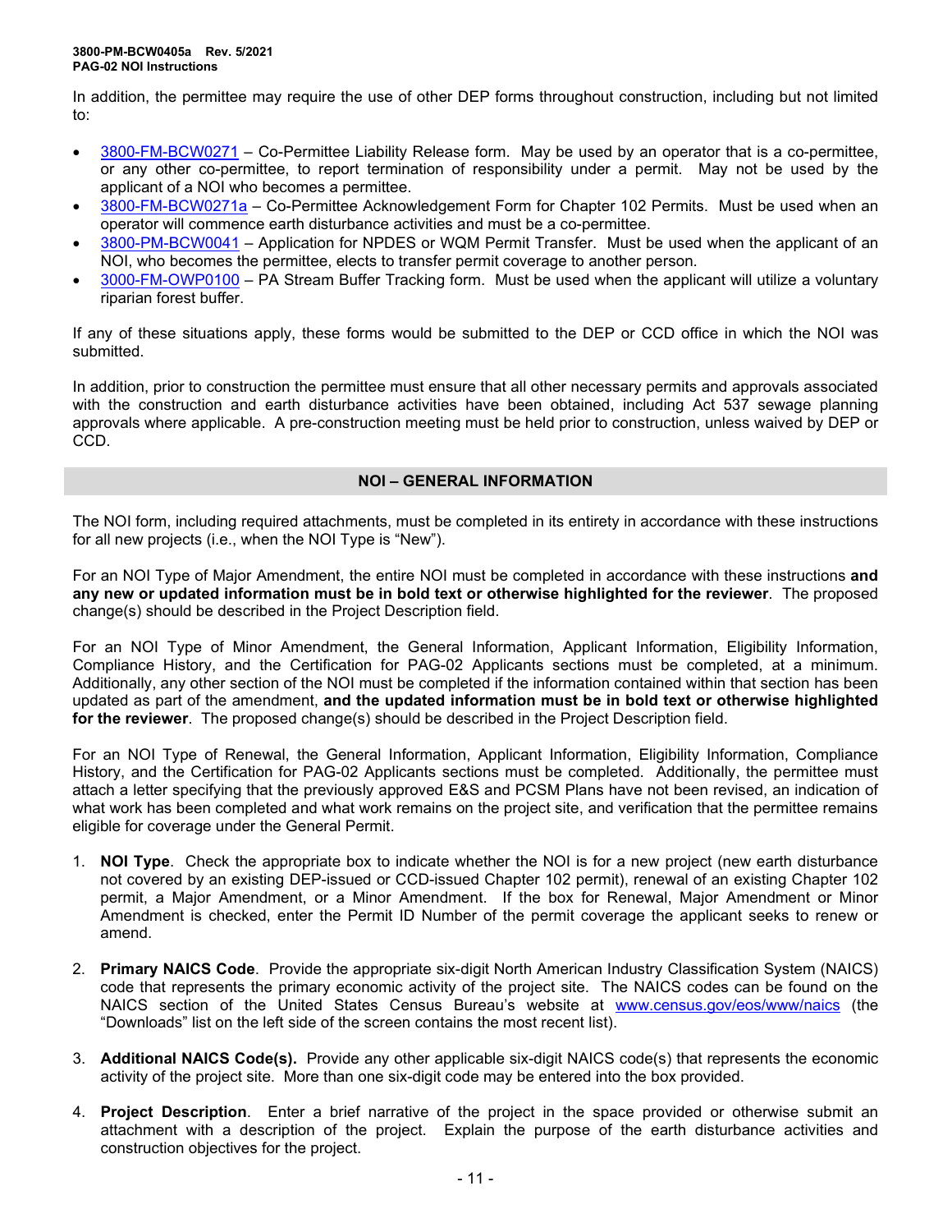In addition, the permittee may require the use of other DEP forms throughout construction, including but not limited to:

- 3800-FM-BCW0271 – Co-Permittee Liability Release form. May be used by an operator that is a co-permittee, or any other co-permittee, to report termination of responsibility under a permit. May not be used by the applicant of a NOI who becomes a permittee.
- 3800-FM-BCW0271a – Co-Permittee Acknowledgement Form for Chapter 102 Permits. Must be used when an operator will commence earth disturbance activities and must be a co-permittee.
- 3800-PM-BCW0041 – Application for NPDES or WQM Permit Transfer. Must be used when the applicant of an NOI, who becomes the permittee, elects to transfer permit coverage to another person.
- 3000-FM-OWP0100 – PA Stream Buffer Tracking form. Must be used when the applicant will utilize a voluntary riparian forest buffer.

If any of these situations apply, these forms would be submitted to the DEP or CCD office in which the NOI was submitted.

In addition, prior to construction the permittee must ensure that all other necessary permits and approvals associated with the construction and earth disturbance activities have been obtained, including Act 537 sewage planning approvals where applicable. A pre-construction meeting must be held prior to construction, unless waived by DEP or CCD.

## NOI – GENERAL INFORMATION

The NOI form, including required attachments, must be completed in its entirety in accordance with these instructions for all new projects (i.e., when the NOI Type is "New").

For an NOI Type of Major Amendment, the entire NOI must be completed in accordance with these instructions **and any new or updated information must be in bold text or otherwise highlighted for the reviewer**. The proposed change(s) should be described in the Project Description field.

For an NOI Type of Minor Amendment, the General Information, Applicant Information, Eligibility Information, Compliance History, and the Certification for PAG-02 Applicants sections must be completed, at a minimum. Additionally, any other section of the NOI must be completed if the information contained within that section has been updated as part of the amendment, **and the updated information must be in bold text or otherwise highlighted for the reviewer**. The proposed change(s) should be described in the Project Description field.

For an NOI Type of Renewal, the General Information, Applicant Information, Eligibility Information, Compliance History, and the Certification for PAG-02 Applicants sections must be completed. Additionally, the permittee must attach a letter specifying that the previously approved E&S and PCSM Plans have not been revised, an indication of what work has been completed and what work remains on the project site, and verification that the permittee remains eligible for coverage under the General Permit.

1. **NOI Type**. Check the appropriate box to indicate whether the NOI is for a new project (new earth disturbance not covered by an existing DEP-issued or CCD-issued Chapter 102 permit), renewal of an existing Chapter 102 permit, a Major Amendment, or a Minor Amendment. If the box for Renewal, Major Amendment or Minor Amendment is checked, enter the Permit ID Number of the permit coverage the applicant seeks to renew or amend.

2. **Primary NAICS Code**. Provide the appropriate six-digit North American Industry Classification System (NAICS) code that represents the primary economic activity of the project site. The NAICS codes can be found on the NAICS section of the United States Census Bureau's website at www.census.gov/eos/www/naics (the "Downloads" list on the left side of the screen contains the most recent list).

3. **Additional NAICS Code(s).** Provide any other applicable six-digit NAICS code(s) that represents the economic activity of the project site. More than one six-digit code may be entered into the box provided.

4. **Project Description**. Enter a brief narrative of the project in the space provided or otherwise submit an attachment with a description of the project. Explain the purpose of the earth disturbance activities and construction objectives for the project.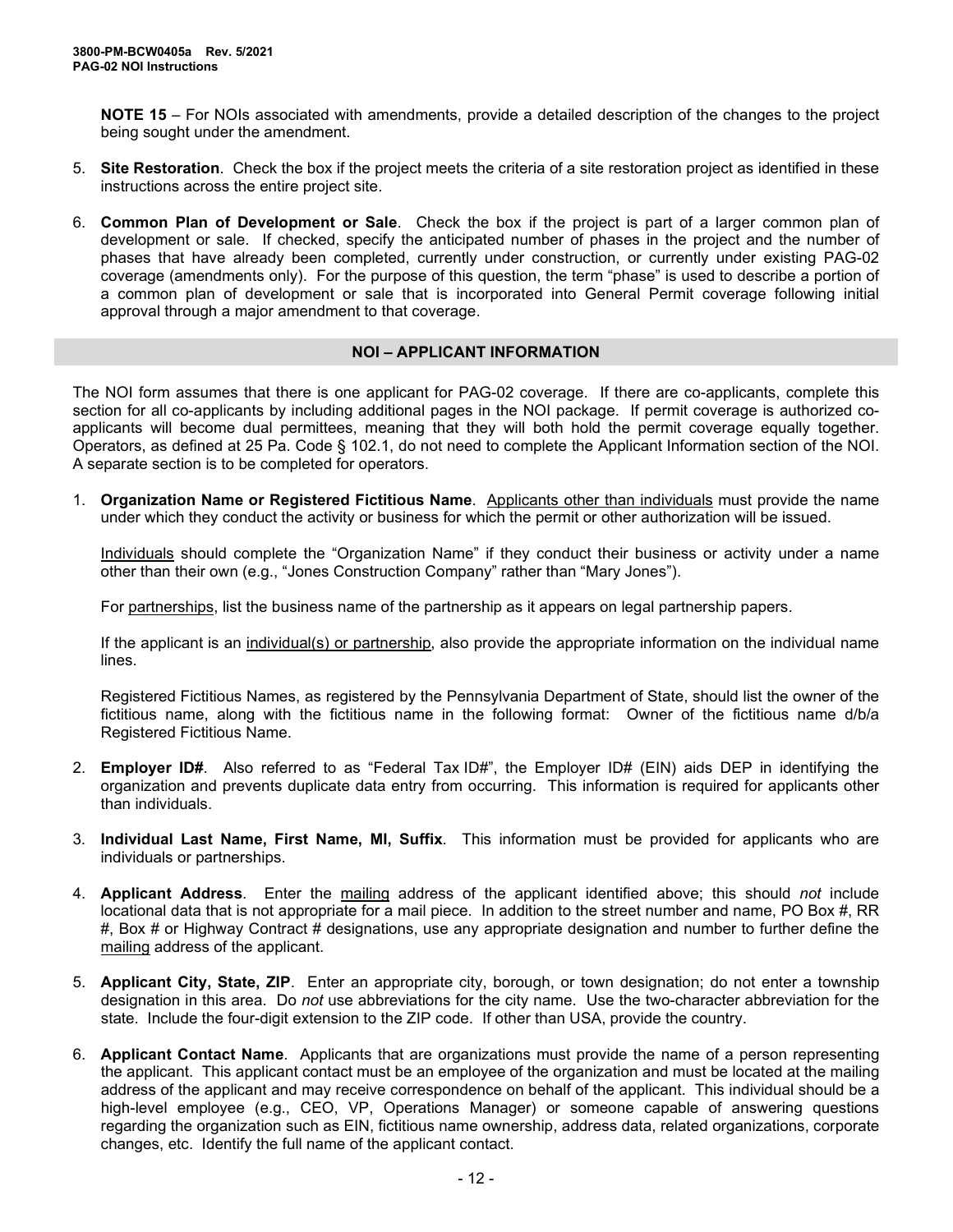**NOTE 15** – For NOIs associated with amendments, provide a detailed description of the changes to the project being sought under the amendment.

5. **Site Restoration**. Check the box if the project meets the criteria of a site restoration project as identified in these instructions across the entire project site.

6. **Common Plan of Development or Sale**. Check the box if the project is part of a larger common plan of development or sale. If checked, specify the anticipated number of phases in the project and the number of phases that have already been completed, currently under construction, or currently under existing PAG-02 coverage (amendments only). For the purpose of this question, the term "phase" is used to describe a portion of a common plan of development or sale that is incorporated into General Permit coverage following initial approval through a major amendment to that coverage.

## NOI – APPLICANT INFORMATION

The NOI form assumes that there is one applicant for PAG-02 coverage. If there are co-applicants, complete this section for all co-applicants by including additional pages in the NOI package. If permit coverage is authorized co-applicants will become dual permittees, meaning that they will both hold the permit coverage equally together. Operators, as defined at 25 Pa. Code § 102.1, do not need to complete the Applicant Information section of the NOI. A separate section is to be completed for operators.

1. **Organization Name or Registered Fictitious Name**. Applicants other than individuals must provide the name under which they conduct the activity or business for which the permit or other authorization will be issued.

   Individuals should complete the "Organization Name" if they conduct their business or activity under a name other than their own (e.g., "Jones Construction Company" rather than "Mary Jones").

   For partnerships, list the business name of the partnership as it appears on legal partnership papers.

   If the applicant is an individual(s) or partnership, also provide the appropriate information on the individual name lines.

   Registered Fictitious Names, as registered by the Pennsylvania Department of State, should list the owner of the fictitious name, along with the fictitious name in the following format: Owner of the fictitious name d/b/a Registered Fictitious Name.

2. **Employer ID#**. Also referred to as "Federal Tax ID#", the Employer ID# (EIN) aids DEP in identifying the organization and prevents duplicate data entry from occurring. This information is required for applicants other than individuals.

3. **Individual Last Name, First Name, MI, Suffix**. This information must be provided for applicants who are individuals or partnerships.

4. **Applicant Address**. Enter the mailing address of the applicant identified above; this should *not* include locational data that is not appropriate for a mail piece. In addition to the street number and name, PO Box #, RR #, Box # or Highway Contract # designations, use any appropriate designation and number to further define the mailing address of the applicant.

5. **Applicant City, State, ZIP**. Enter an appropriate city, borough, or town designation; do not enter a township designation in this area. Do *not* use abbreviations for the city name. Use the two-character abbreviation for the state. Include the four-digit extension to the ZIP code. If other than USA, provide the country.

6. **Applicant Contact Name**. Applicants that are organizations must provide the name of a person representing the applicant. This applicant contact must be an employee of the organization and must be located at the mailing address of the applicant and may receive correspondence on behalf of the applicant. This individual should be a high-level employee (e.g., CEO, VP, Operations Manager) or someone capable of answering questions regarding the organization such as EIN, fictitious name ownership, address data, related organizations, corporate changes, etc. Identify the full name of the applicant contact.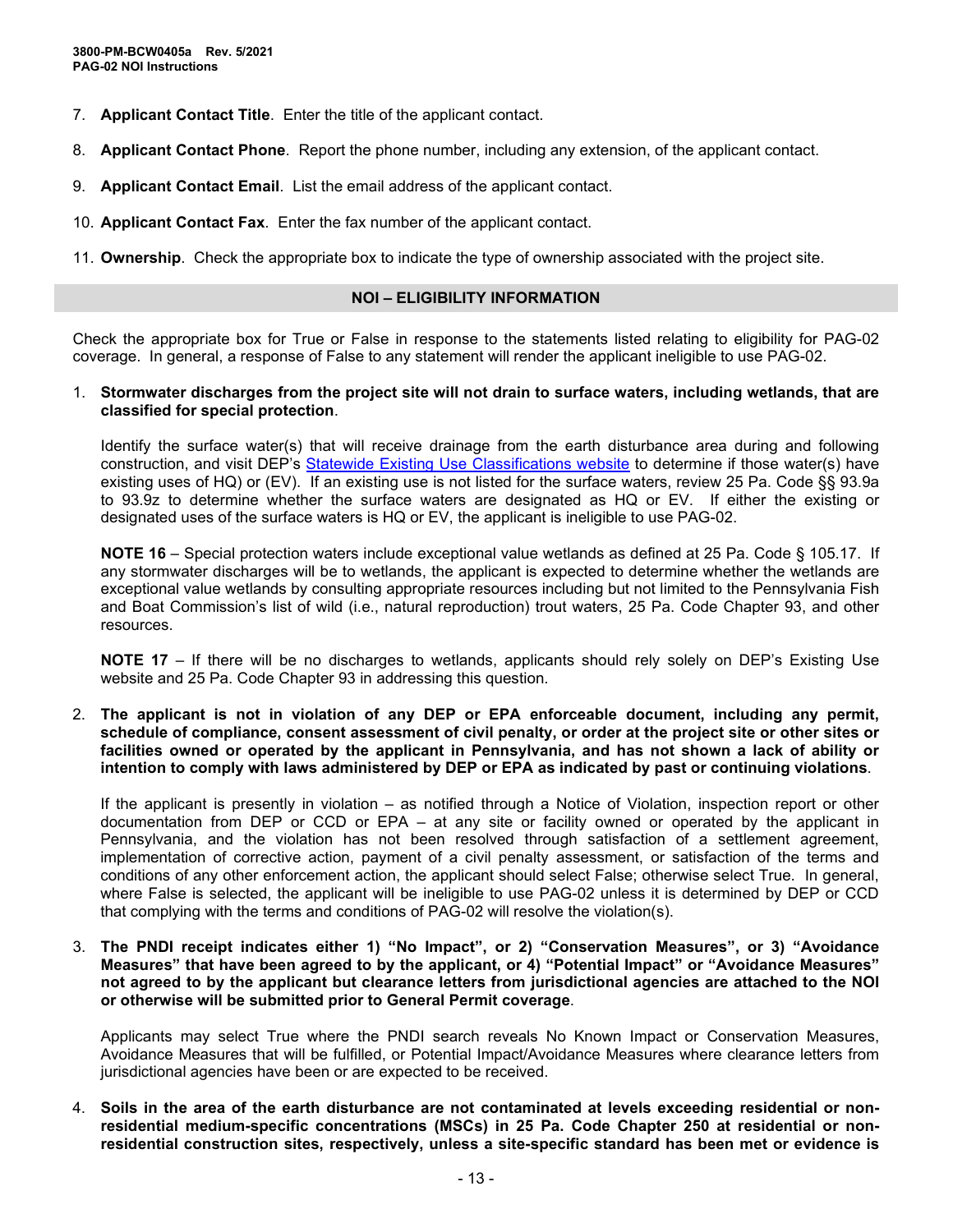7. **Applicant Contact Title**. Enter the title of the applicant contact.

8. **Applicant Contact Phone**. Report the phone number, including any extension, of the applicant contact.

9. **Applicant Contact Email**. List the email address of the applicant contact.

10. **Applicant Contact Fax**. Enter the fax number of the applicant contact.

11. **Ownership**. Check the appropriate box to indicate the type of ownership associated with the project site.

## NOI – ELIGIBILITY INFORMATION

Check the appropriate box for True or False in response to the statements listed relating to eligibility for PAG-02 coverage. In general, a response of False to any statement will render the applicant ineligible to use PAG-02.

1. **Stormwater discharges from the project site will not drain to surface waters, including wetlands, that are classified for special protection**.

   Identify the surface water(s) that will receive drainage from the earth disturbance area during and following construction, and visit DEP's Statewide Existing Use Classifications website to determine if those water(s) have existing uses of HQ) or (EV). If an existing use is not listed for the surface waters, review 25 Pa. Code §§ 93.9a to 93.9z to determine whether the surface waters are designated as HQ or EV. If either the existing or designated uses of the surface waters is HQ or EV, the applicant is ineligible to use PAG-02.

   **NOTE 16** – Special protection waters include exceptional value wetlands as defined at 25 Pa. Code § 105.17. If any stormwater discharges will be to wetlands, the applicant is expected to determine whether the wetlands are exceptional value wetlands by consulting appropriate resources including but not limited to the Pennsylvania Fish and Boat Commission's list of wild (i.e., natural reproduction) trout waters, 25 Pa. Code Chapter 93, and other resources.

   **NOTE 17** – If there will be no discharges to wetlands, applicants should rely solely on DEP's Existing Use website and 25 Pa. Code Chapter 93 in addressing this question.

2. **The applicant is not in violation of any DEP or EPA enforceable document, including any permit, schedule of compliance, consent assessment of civil penalty, or order at the project site or other sites or facilities owned or operated by the applicant in Pennsylvania, and has not shown a lack of ability or intention to comply with laws administered by DEP or EPA as indicated by past or continuing violations**.

   If the applicant is presently in violation – as notified through a Notice of Violation, inspection report or other documentation from DEP or CCD or EPA – at any site or facility owned or operated by the applicant in Pennsylvania, and the violation has not been resolved through satisfaction of a settlement agreement, implementation of corrective action, payment of a civil penalty assessment, or satisfaction of the terms and conditions of any other enforcement action, the applicant should select False; otherwise select True. In general, where False is selected, the applicant will be ineligible to use PAG-02 unless it is determined by DEP or CCD that complying with the terms and conditions of PAG-02 will resolve the violation(s).

3. **The PNDI receipt indicates either 1) "No Impact", or 2) "Conservation Measures", or 3) "Avoidance Measures" that have been agreed to by the applicant, or 4) "Potential Impact" or "Avoidance Measures" not agreed to by the applicant but clearance letters from jurisdictional agencies are attached to the NOI or otherwise will be submitted prior to General Permit coverage**.

   Applicants may select True where the PNDI search reveals No Known Impact or Conservation Measures, Avoidance Measures that will be fulfilled, or Potential Impact/Avoidance Measures where clearance letters from jurisdictional agencies have been or are expected to be received.

4. **Soils in the area of the earth disturbance are not contaminated at levels exceeding residential or non-residential medium-specific concentrations (MSCs) in 25 Pa. Code Chapter 250 at residential or non-residential construction sites, respectively, unless a site-specific standard has been met or evidence is**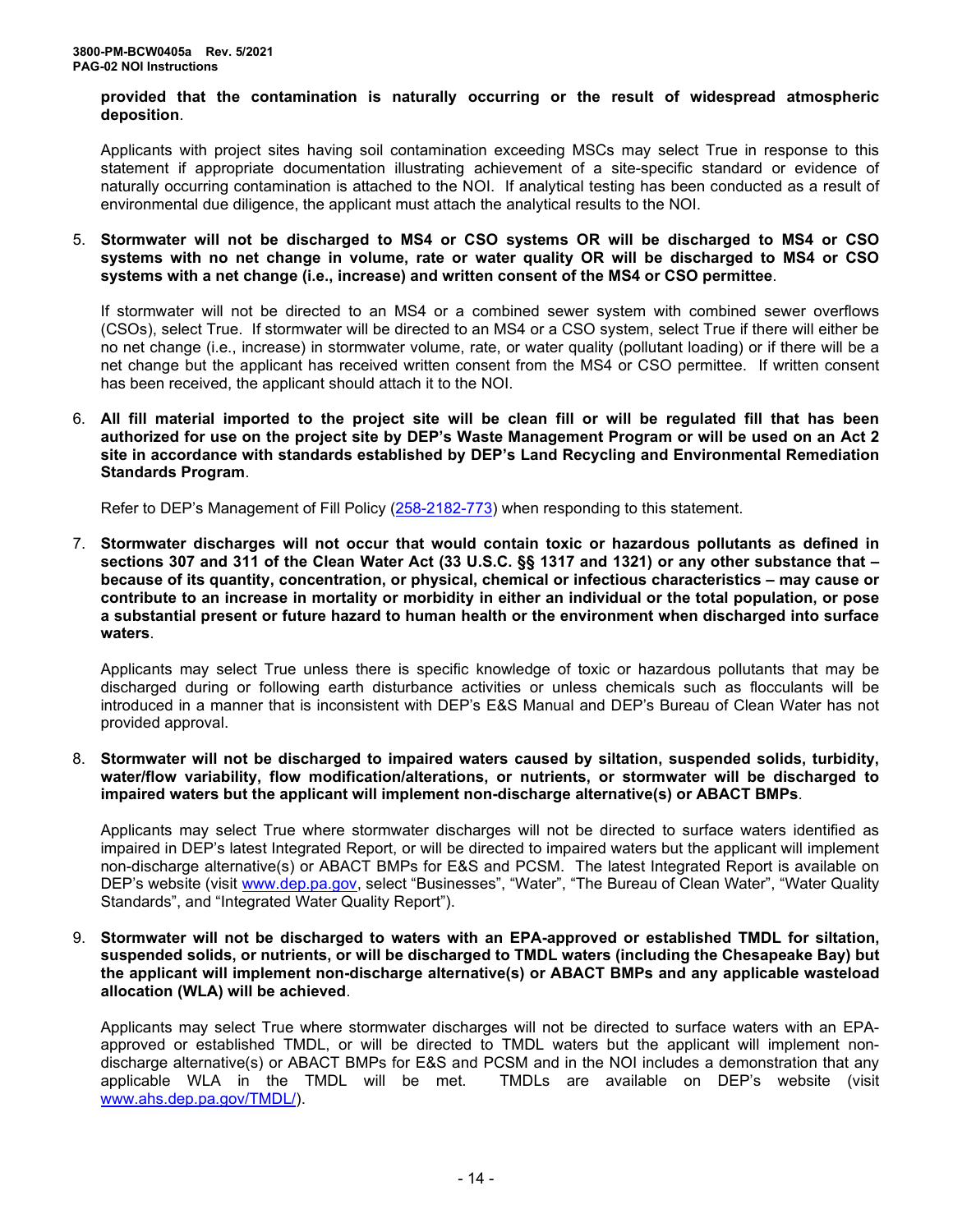**provided that the contamination is naturally occurring or the result of widespread atmospheric deposition**.

Applicants with project sites having soil contamination exceeding MSCs may select True in response to this statement if appropriate documentation illustrating achievement of a site-specific standard or evidence of naturally occurring contamination is attached to the NOI. If analytical testing has been conducted as a result of environmental due diligence, the applicant must attach the analytical results to the NOI.

5. **Stormwater will not be discharged to MS4 or CSO systems OR will be discharged to MS4 or CSO systems with no net change in volume, rate or water quality OR will be discharged to MS4 or CSO systems with a net change (i.e., increase) and written consent of the MS4 or CSO permittee**.

   If stormwater will not be directed to an MS4 or a combined sewer system with combined sewer overflows (CSOs), select True. If stormwater will be directed to an MS4 or a CSO system, select True if there will either be no net change (i.e., increase) in stormwater volume, rate, or water quality (pollutant loading) or if there will be a net change but the applicant has received written consent from the MS4 or CSO permittee. If written consent has been received, the applicant should attach it to the NOI.

6. **All fill material imported to the project site will be clean fill or will be regulated fill that has been authorized for use on the project site by DEP's Waste Management Program or will be used on an Act 2 site in accordance with standards established by DEP's Land Recycling and Environmental Remediation Standards Program**.

   Refer to DEP's Management of Fill Policy (258-2182-773) when responding to this statement.

7. **Stormwater discharges will not occur that would contain toxic or hazardous pollutants as defined in sections 307 and 311 of the Clean Water Act (33 U.S.C. §§ 1317 and 1321) or any other substance that – because of its quantity, concentration, or physical, chemical or infectious characteristics – may cause or contribute to an increase in mortality or morbidity in either an individual or the total population, or pose a substantial present or future hazard to human health or the environment when discharged into surface waters**.

   Applicants may select True unless there is specific knowledge of toxic or hazardous pollutants that may be discharged during or following earth disturbance activities or unless chemicals such as flocculants will be introduced in a manner that is inconsistent with DEP's E&S Manual and DEP's Bureau of Clean Water has not provided approval.

8. **Stormwater will not be discharged to impaired waters caused by siltation, suspended solids, turbidity, water/flow variability, flow modification/alterations, or nutrients, or stormwater will be discharged to impaired waters but the applicant will implement non-discharge alternative(s) or ABACT BMPs**.

   Applicants may select True where stormwater discharges will not be directed to surface waters identified as impaired in DEP's latest Integrated Report, or will be directed to impaired waters but the applicant will implement non-discharge alternative(s) or ABACT BMPs for E&S and PCSM. The latest Integrated Report is available on DEP's website (visit www.dep.pa.gov, select "Businesses", "Water", "The Bureau of Clean Water", "Water Quality Standards", and "Integrated Water Quality Report").

9. **Stormwater will not be discharged to waters with an EPA-approved or established TMDL for siltation, suspended solids, or nutrients, or will be discharged to TMDL waters (including the Chesapeake Bay) but the applicant will implement non-discharge alternative(s) or ABACT BMPs and any applicable wasteload allocation (WLA) will be achieved**.

   Applicants may select True where stormwater discharges will not be directed to surface waters with an EPA-approved or established TMDL, or will be directed to TMDL waters but the applicant will implement non-discharge alternative(s) or ABACT BMPs for E&S and PCSM and in the NOI includes a demonstration that any applicable WLA in the TMDL will be met. TMDLs are available on DEP's website (visit www.ahs.dep.pa.gov/TMDL/).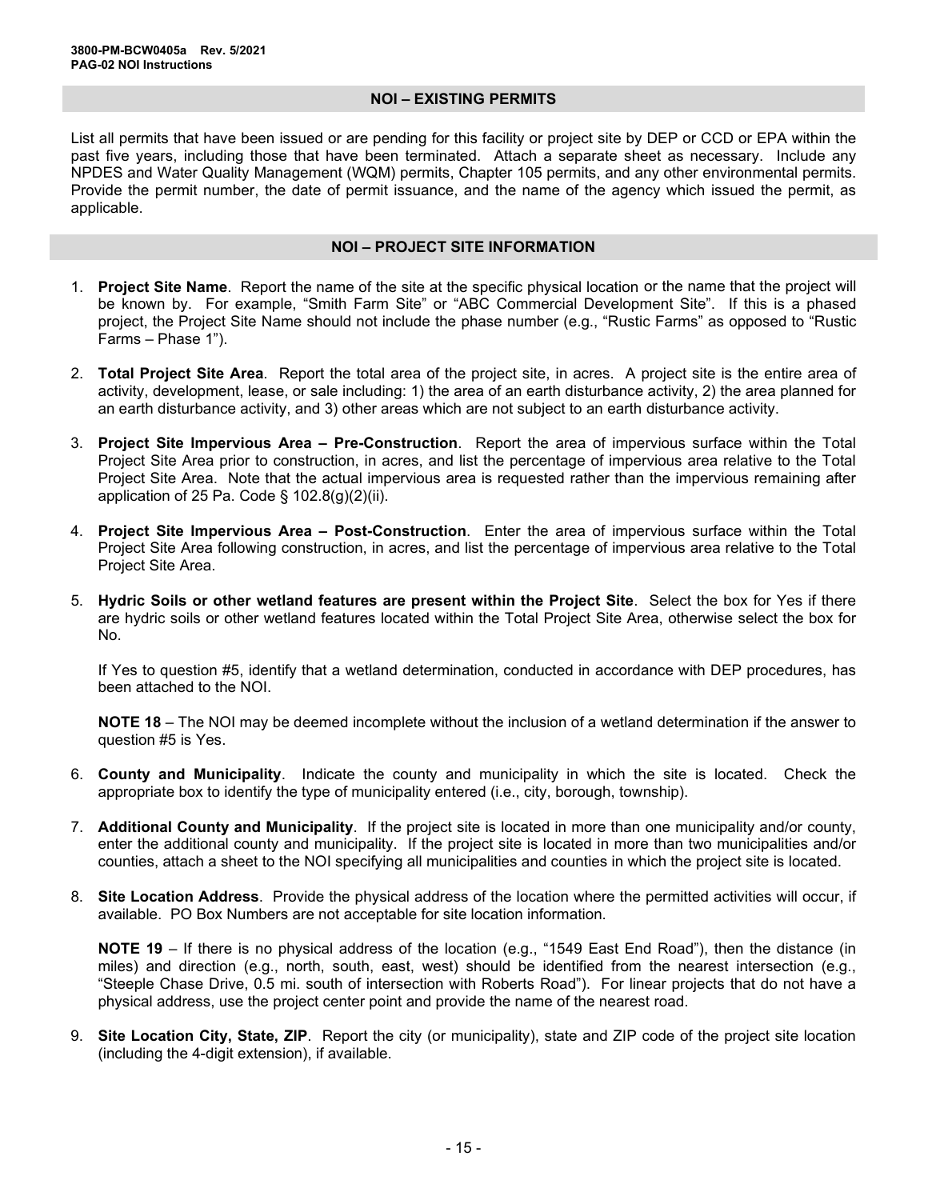## NOI – EXISTING PERMITS

List all permits that have been issued or are pending for this facility or project site by DEP or CCD or EPA within the past five years, including those that have been terminated. Attach a separate sheet as necessary. Include any NPDES and Water Quality Management (WQM) permits, Chapter 105 permits, and any other environmental permits. Provide the permit number, the date of permit issuance, and the name of the agency which issued the permit, as applicable.

## NOI – PROJECT SITE INFORMATION

1. **Project Site Name**. Report the name of the site at the specific physical location or the name that the project will be known by. For example, "Smith Farm Site" or "ABC Commercial Development Site". If this is a phased project, the Project Site Name should not include the phase number (e.g., "Rustic Farms" as opposed to "Rustic Farms – Phase 1").

2. **Total Project Site Area**. Report the total area of the project site, in acres. A project site is the entire area of activity, development, lease, or sale including: 1) the area of an earth disturbance activity, 2) the area planned for an earth disturbance activity, and 3) other areas which are not subject to an earth disturbance activity.

3. **Project Site Impervious Area – Pre-Construction**. Report the area of impervious surface within the Total Project Site Area prior to construction, in acres, and list the percentage of impervious area relative to the Total Project Site Area. Note that the actual impervious area is requested rather than the impervious remaining after application of 25 Pa. Code § 102.8(g)(2)(ii).

4. **Project Site Impervious Area – Post-Construction**. Enter the area of impervious surface within the Total Project Site Area following construction, in acres, and list the percentage of impervious area relative to the Total Project Site Area.

5. **Hydric Soils or other wetland features are present within the Project Site**. Select the box for Yes if there are hydric soils or other wetland features located within the Total Project Site Area, otherwise select the box for No.

   If Yes to question #5, identify that a wetland determination, conducted in accordance with DEP procedures, has been attached to the NOI.

   **NOTE 18** – The NOI may be deemed incomplete without the inclusion of a wetland determination if the answer to question #5 is Yes.

6. **County and Municipality**. Indicate the county and municipality in which the site is located. Check the appropriate box to identify the type of municipality entered (i.e., city, borough, township).

7. **Additional County and Municipality**. If the project site is located in more than one municipality and/or county, enter the additional county and municipality. If the project site is located in more than two municipalities and/or counties, attach a sheet to the NOI specifying all municipalities and counties in which the project site is located.

8. **Site Location Address**. Provide the physical address of the location where the permitted activities will occur, if available. PO Box Numbers are not acceptable for site location information.

   **NOTE 19** – If there is no physical address of the location (e.g., "1549 East End Road"), then the distance (in miles) and direction (e.g., north, south, east, west) should be identified from the nearest intersection (e.g., "Steeple Chase Drive, 0.5 mi. south of intersection with Roberts Road"). For linear projects that do not have a physical address, use the project center point and provide the name of the nearest road.

9. **Site Location City, State, ZIP**. Report the city (or municipality), state and ZIP code of the project site location (including the 4-digit extension), if available.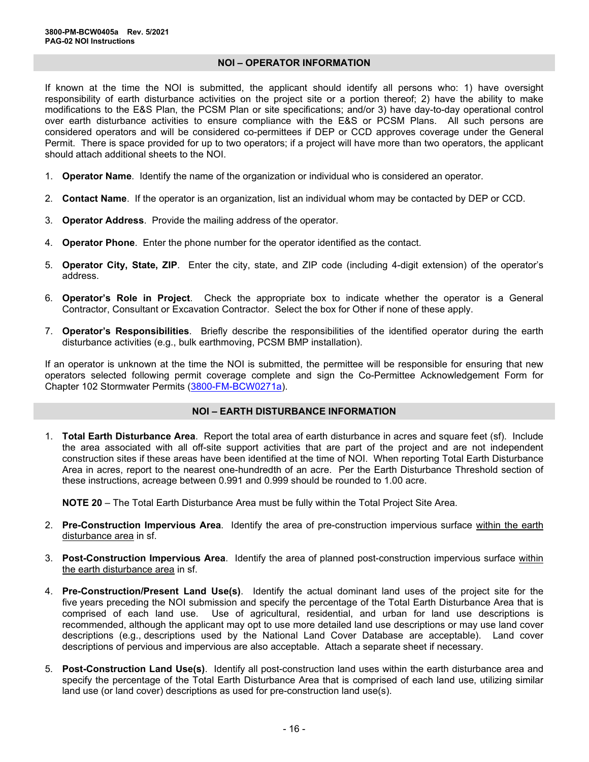## NOI – OPERATOR INFORMATION

If known at the time the NOI is submitted, the applicant should identify all persons who: 1) have oversight responsibility of earth disturbance activities on the project site or a portion thereof; 2) have the ability to make modifications to the E&S Plan, the PCSM Plan or site specifications; and/or 3) have day-to-day operational control over earth disturbance activities to ensure compliance with the E&S or PCSM Plans. All such persons are considered operators and will be considered co-permittees if DEP or CCD approves coverage under the General Permit. There is space provided for up to two operators; if a project will have more than two operators, the applicant should attach additional sheets to the NOI.

1. **Operator Name**. Identify the name of the organization or individual who is considered an operator.

2. **Contact Name**. If the operator is an organization, list an individual whom may be contacted by DEP or CCD.

3. **Operator Address**. Provide the mailing address of the operator.

4. **Operator Phone**. Enter the phone number for the operator identified as the contact.

5. **Operator City, State, ZIP**. Enter the city, state, and ZIP code (including 4-digit extension) of the operator's address.

6. **Operator's Role in Project**. Check the appropriate box to indicate whether the operator is a General Contractor, Consultant or Excavation Contractor. Select the box for Other if none of these apply.

7. **Operator's Responsibilities**. Briefly describe the responsibilities of the identified operator during the earth disturbance activities (e.g., bulk earthmoving, PCSM BMP installation).

If an operator is unknown at the time the NOI is submitted, the permittee will be responsible for ensuring that new operators selected following permit coverage complete and sign the Co-Permittee Acknowledgement Form for Chapter 102 Stormwater Permits (3800-FM-BCW0271a).

## NOI – EARTH DISTURBANCE INFORMATION

1. **Total Earth Disturbance Area**. Report the total area of earth disturbance in acres and square feet (sf). Include the area associated with all off-site support activities that are part of the project and are not independent construction sites if these areas have been identified at the time of NOI. When reporting Total Earth Disturbance Area in acres, report to the nearest one-hundredth of an acre. Per the Earth Disturbance Threshold section of these instructions, acreage between 0.991 and 0.999 should be rounded to 1.00 acre.

   **NOTE 20** – The Total Earth Disturbance Area must be fully within the Total Project Site Area.

2. **Pre-Construction Impervious Area**. Identify the area of pre-construction impervious surface within the earth disturbance area in sf.

3. **Post-Construction Impervious Area**. Identify the area of planned post-construction impervious surface within the earth disturbance area in sf.

4. **Pre-Construction/Present Land Use(s)**. Identify the actual dominant land uses of the project site for the five years preceding the NOI submission and specify the percentage of the Total Earth Disturbance Area that is comprised of each land use. Use of agricultural, residential, and urban for land use descriptions is recommended, although the applicant may opt to use more detailed land use descriptions or may use land cover descriptions (e.g., descriptions used by the National Land Cover Database are acceptable). Land cover descriptions of pervious and impervious are also acceptable. Attach a separate sheet if necessary.

5. **Post-Construction Land Use(s)**. Identify all post-construction land uses within the earth disturbance area and specify the percentage of the Total Earth Disturbance Area that is comprised of each land use, utilizing similar land use (or land cover) descriptions as used for pre-construction land use(s).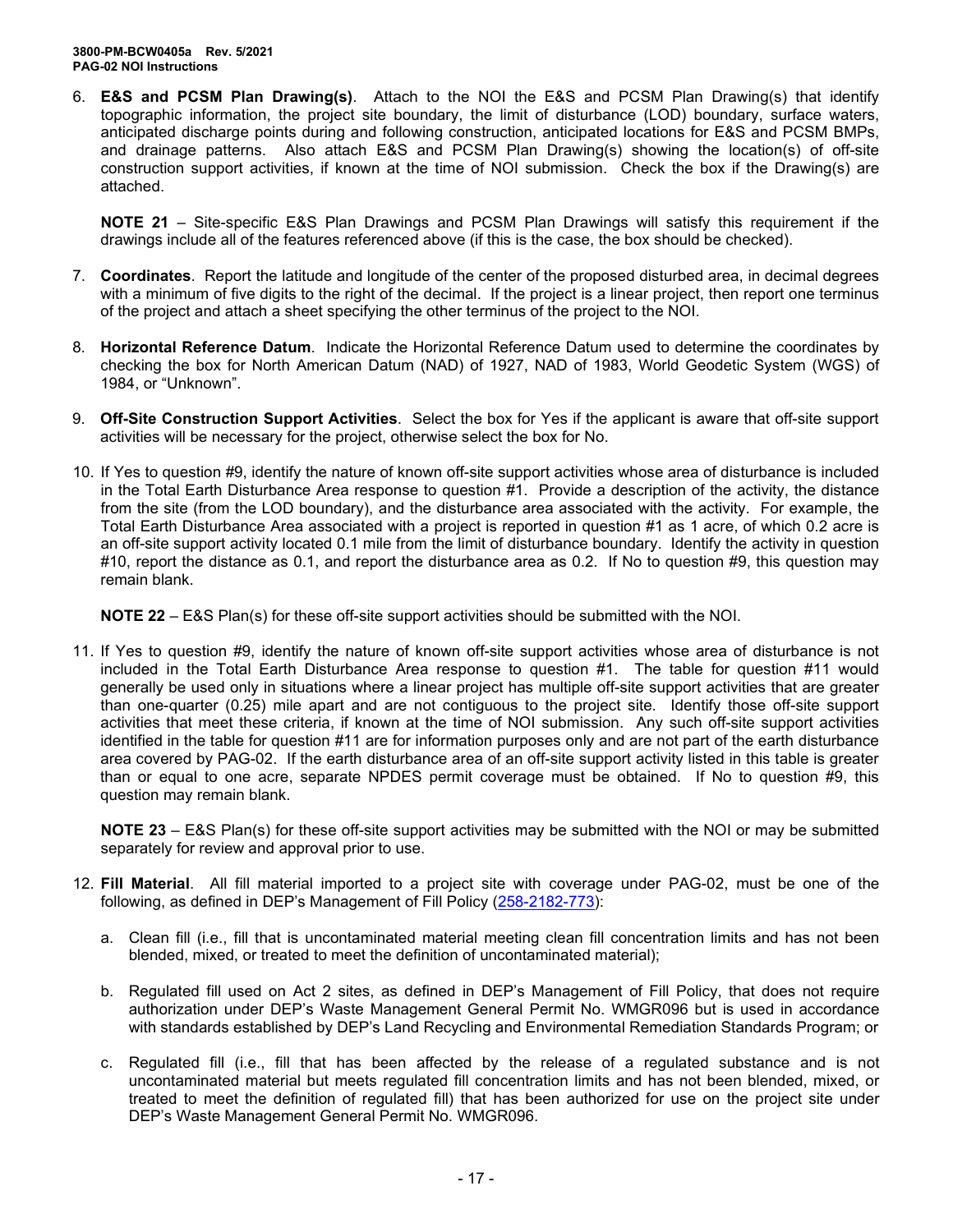6. **E&S and PCSM Plan Drawing(s)**. Attach to the NOI the E&S and PCSM Plan Drawing(s) that identify topographic information, the project site boundary, the limit of disturbance (LOD) boundary, surface waters, anticipated discharge points during and following construction, anticipated locations for E&S and PCSM BMPs, and drainage patterns. Also attach E&S and PCSM Plan Drawing(s) showing the location(s) of off-site construction support activities, if known at the time of NOI submission. Check the box if the Drawing(s) are attached.

   **NOTE 21** – Site-specific E&S Plan Drawings and PCSM Plan Drawings will satisfy this requirement if the drawings include all of the features referenced above (if this is the case, the box should be checked).

7. **Coordinates**. Report the latitude and longitude of the center of the proposed disturbed area, in decimal degrees with a minimum of five digits to the right of the decimal. If the project is a linear project, then report one terminus of the project and attach a sheet specifying the other terminus of the project to the NOI.

8. **Horizontal Reference Datum**. Indicate the Horizontal Reference Datum used to determine the coordinates by checking the box for North American Datum (NAD) of 1927, NAD of 1983, World Geodetic System (WGS) of 1984, or "Unknown".

9. **Off-Site Construction Support Activities**. Select the box for Yes if the applicant is aware that off-site support activities will be necessary for the project, otherwise select the box for No.

10. If Yes to question #9, identify the nature of known off-site support activities whose area of disturbance is included in the Total Earth Disturbance Area response to question #1. Provide a description of the activity, the distance from the site (from the LOD boundary), and the disturbance area associated with the activity. For example, the Total Earth Disturbance Area associated with a project is reported in question #1 as 1 acre, of which 0.2 acre is an off-site support activity located 0.1 mile from the limit of disturbance boundary. Identify the activity in question #10, report the distance as 0.1, and report the disturbance area as 0.2. If No to question #9, this question may remain blank.

    **NOTE 22** – E&S Plan(s) for these off-site support activities should be submitted with the NOI.

11. If Yes to question #9, identify the nature of known off-site support activities whose area of disturbance is not included in the Total Earth Disturbance Area response to question #1. The table for question #11 would generally be used only in situations where a linear project has multiple off-site support activities that are greater than one-quarter (0.25) mile apart and are not contiguous to the project site. Identify those off-site support activities that meet these criteria, if known at the time of NOI submission. Any such off-site support activities identified in the table for question #11 are for information purposes only and are not part of the earth disturbance area covered by PAG-02. If the earth disturbance area of an off-site support activity listed in this table is greater than or equal to one acre, separate NPDES permit coverage must be obtained. If No to question #9, this question may remain blank.

    **NOTE 23** – E&S Plan(s) for these off-site support activities may be submitted with the NOI or may be submitted separately for review and approval prior to use.

12. **Fill Material**. All fill material imported to a project site with coverage under PAG-02, must be one of the following, as defined in DEP's Management of Fill Policy (258-2182-773):

    a. Clean fill (i.e., fill that is uncontaminated material meeting clean fill concentration limits and has not been blended, mixed, or treated to meet the definition of uncontaminated material);

    b. Regulated fill used on Act 2 sites, as defined in DEP's Management of Fill Policy, that does not require authorization under DEP's Waste Management General Permit No. WMGR096 but is used in accordance with standards established by DEP's Land Recycling and Environmental Remediation Standards Program; or

    c. Regulated fill (i.e., fill that has been affected by the release of a regulated substance and is not uncontaminated material but meets regulated fill concentration limits and has not been blended, mixed, or treated to meet the definition of regulated fill) that has been authorized for use on the project site under DEP's Waste Management General Permit No. WMGR096.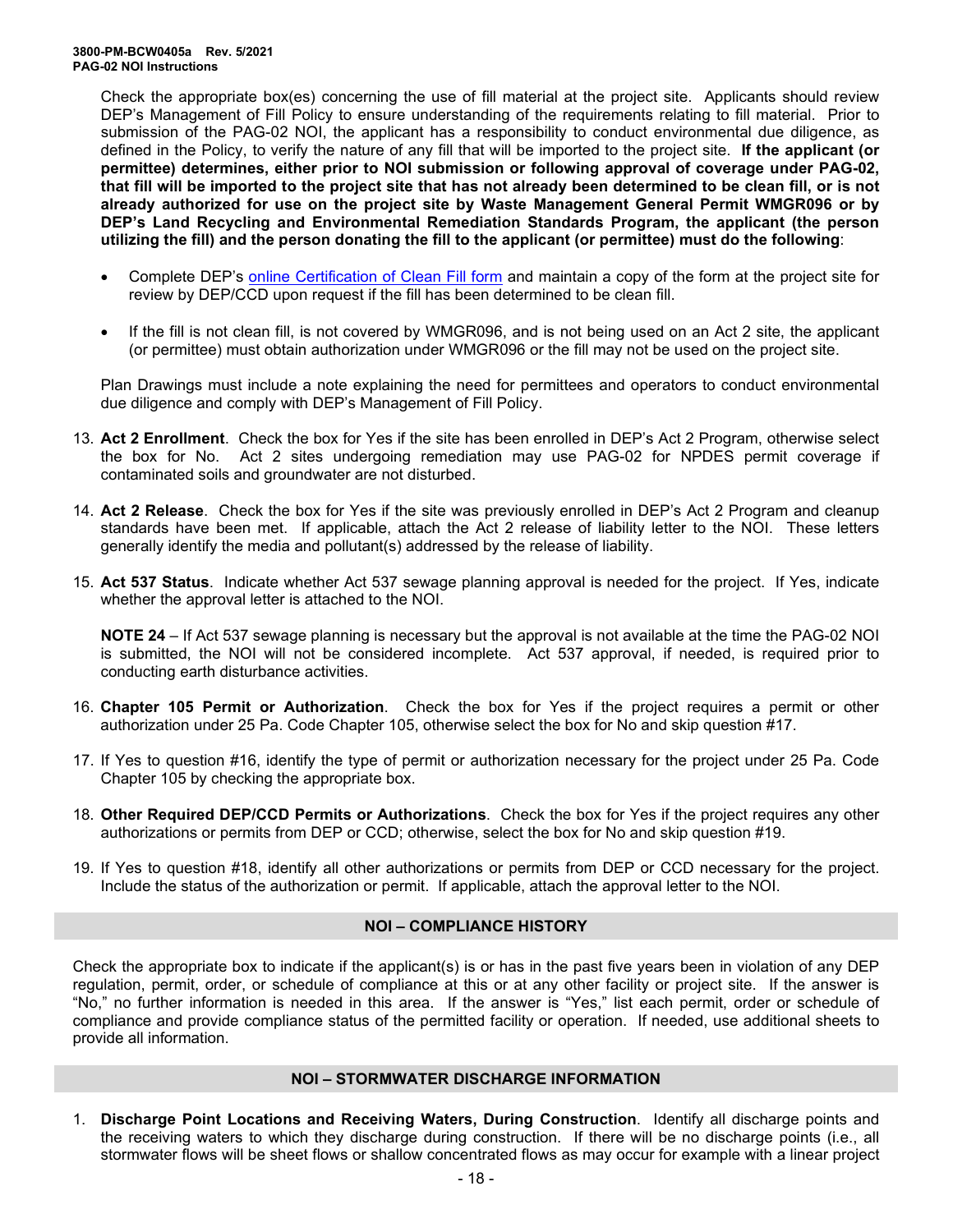Check the appropriate box(es) concerning the use of fill material at the project site. Applicants should review DEP's Management of Fill Policy to ensure understanding of the requirements relating to fill material. Prior to submission of the PAG-02 NOI, the applicant has a responsibility to conduct environmental due diligence, as defined in the Policy, to verify the nature of any fill that will be imported to the project site. **If the applicant (or permittee) determines, either prior to NOI submission or following approval of coverage under PAG-02, that fill will be imported to the project site that has not already been determined to be clean fill, or is not already authorized for use on the project site by Waste Management General Permit WMGR096 or by DEP's Land Recycling and Environmental Remediation Standards Program, the applicant (the person utilizing the fill) and the person donating the fill to the applicant (or permittee) must do the following**:

- Complete DEP's online Certification of Clean Fill form and maintain a copy of the form at the project site for review by DEP/CCD upon request if the fill has been determined to be clean fill.
- If the fill is not clean fill, is not covered by WMGR096, and is not being used on an Act 2 site, the applicant (or permittee) must obtain authorization under WMGR096 or the fill may not be used on the project site.

Plan Drawings must include a note explaining the need for permittees and operators to conduct environmental due diligence and comply with DEP's Management of Fill Policy.

13. **Act 2 Enrollment**. Check the box for Yes if the site has been enrolled in DEP's Act 2 Program, otherwise select the box for No. Act 2 sites undergoing remediation may use PAG-02 for NPDES permit coverage if contaminated soils and groundwater are not disturbed.

14. **Act 2 Release**. Check the box for Yes if the site was previously enrolled in DEP's Act 2 Program and cleanup standards have been met. If applicable, attach the Act 2 release of liability letter to the NOI. These letters generally identify the media and pollutant(s) addressed by the release of liability.

15. **Act 537 Status**. Indicate whether Act 537 sewage planning approval is needed for the project. If Yes, indicate whether the approval letter is attached to the NOI.

    **NOTE 24** – If Act 537 sewage planning is necessary but the approval is not available at the time the PAG-02 NOI is submitted, the NOI will not be considered incomplete. Act 537 approval, if needed, is required prior to conducting earth disturbance activities.

16. **Chapter 105 Permit or Authorization**. Check the box for Yes if the project requires a permit or other authorization under 25 Pa. Code Chapter 105, otherwise select the box for No and skip question #17.

17. If Yes to question #16, identify the type of permit or authorization necessary for the project under 25 Pa. Code Chapter 105 by checking the appropriate box.

18. **Other Required DEP/CCD Permits or Authorizations**. Check the box for Yes if the project requires any other authorizations or permits from DEP or CCD; otherwise, select the box for No and skip question #19.

19. If Yes to question #18, identify all other authorizations or permits from DEP or CCD necessary for the project. Include the status of the authorization or permit. If applicable, attach the approval letter to the NOI.

## NOI – COMPLIANCE HISTORY

Check the appropriate box to indicate if the applicant(s) is or has in the past five years been in violation of any DEP regulation, permit, order, or schedule of compliance at this or at any other facility or project site. If the answer is "No," no further information is needed in this area. If the answer is "Yes," list each permit, order or schedule of compliance and provide compliance status of the permitted facility or operation. If needed, use additional sheets to provide all information.

## NOI – STORMWATER DISCHARGE INFORMATION

1. **Discharge Point Locations and Receiving Waters, During Construction**. Identify all discharge points and the receiving waters to which they discharge during construction. If there will be no discharge points (i.e., all stormwater flows will be sheet flows or shallow concentrated flows as may occur for example with a linear project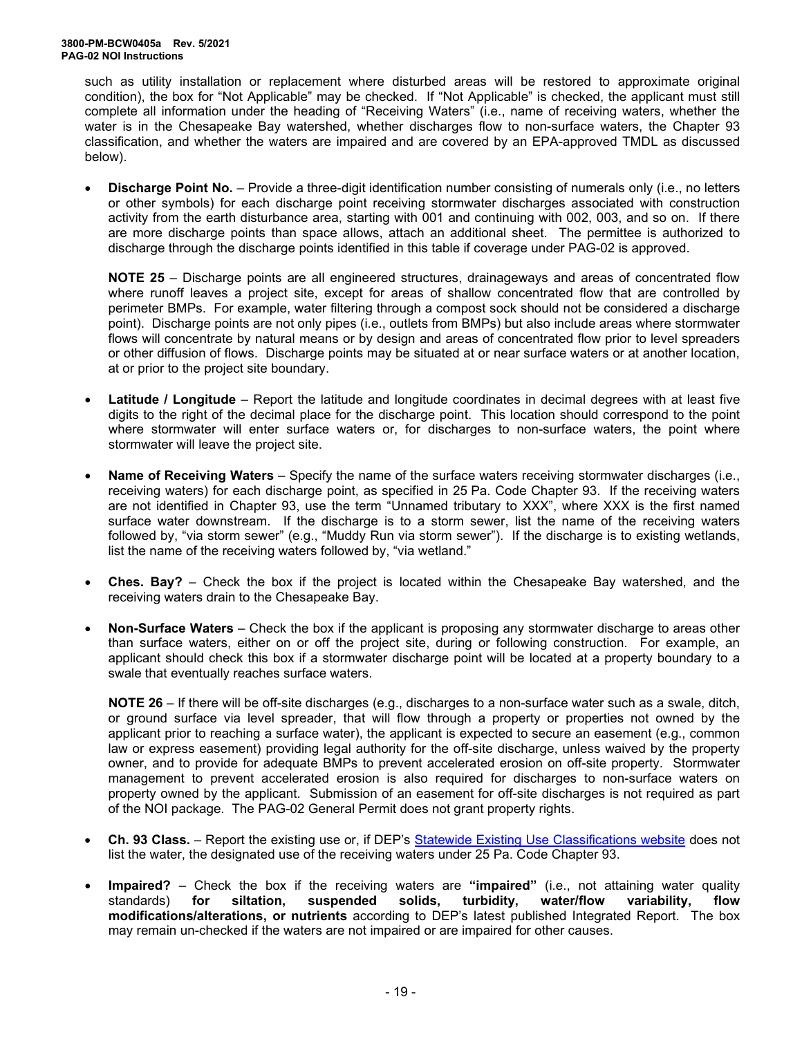such as utility installation or replacement where disturbed areas will be restored to approximate original condition), the box for "Not Applicable" may be checked. If "Not Applicable" is checked, the applicant must still complete all information under the heading of "Receiving Waters" (i.e., name of receiving waters, whether the water is in the Chesapeake Bay watershed, whether discharges flow to non-surface waters, the Chapter 93 classification, and whether the waters are impaired and are covered by an EPA-approved TMDL as discussed below).

- **Discharge Point No.** – Provide a three-digit identification number consisting of numerals only (i.e., no letters or other symbols) for each discharge point receiving stormwater discharges associated with construction activity from the earth disturbance area, starting with 001 and continuing with 002, 003, and so on. If there are more discharge points than space allows, attach an additional sheet. The permittee is authorized to discharge through the discharge points identified in this table if coverage under PAG-02 is approved.

  **NOTE 25** – Discharge points are all engineered structures, drainageways and areas of concentrated flow where runoff leaves a project site, except for areas of shallow concentrated flow that are controlled by perimeter BMPs. For example, water filtering through a compost sock should not be considered a discharge point). Discharge points are not only pipes (i.e., outlets from BMPs) but also include areas where stormwater flows will concentrate by natural means or by design and areas of concentrated flow prior to level spreaders or other diffusion of flows. Discharge points may be situated at or near surface waters or at another location, at or prior to the project site boundary.

- **Latitude / Longitude** – Report the latitude and longitude coordinates in decimal degrees with at least five digits to the right of the decimal place for the discharge point. This location should correspond to the point where stormwater will enter surface waters or, for discharges to non-surface waters, the point where stormwater will leave the project site.

- **Name of Receiving Waters** – Specify the name of the surface waters receiving stormwater discharges (i.e., receiving waters) for each discharge point, as specified in 25 Pa. Code Chapter 93. If the receiving waters are not identified in Chapter 93, use the term "Unnamed tributary to XXX", where XXX is the first named surface water downstream. If the discharge is to a storm sewer, list the name of the receiving waters followed by, "via storm sewer" (e.g., "Muddy Run via storm sewer"). If the discharge is to existing wetlands, list the name of the receiving waters followed by, "via wetland."

- **Ches. Bay?** – Check the box if the project is located within the Chesapeake Bay watershed, and the receiving waters drain to the Chesapeake Bay.

- **Non-Surface Waters** – Check the box if the applicant is proposing any stormwater discharge to areas other than surface waters, either on or off the project site, during or following construction. For example, an applicant should check this box if a stormwater discharge point will be located at a property boundary to a swale that eventually reaches surface waters.

  **NOTE 26** – If there will be off-site discharges (e.g., discharges to a non-surface water such as a swale, ditch, or ground surface via level spreader, that will flow through a property or properties not owned by the applicant prior to reaching a surface water), the applicant is expected to secure an easement (e.g., common law or express easement) providing legal authority for the off-site discharge, unless waived by the property owner, and to provide for adequate BMPs to prevent accelerated erosion on off-site property. Stormwater management to prevent accelerated erosion is also required for discharges to non-surface waters on property owned by the applicant. Submission of an easement for off-site discharges is not required as part of the NOI package. The PAG-02 General Permit does not grant property rights.

- **Ch. 93 Class.** – Report the existing use or, if DEP's Statewide Existing Use Classifications website does not list the water, the designated use of the receiving waters under 25 Pa. Code Chapter 93.

- **Impaired?** – Check the box if the receiving waters are **"impaired"** (i.e., not attaining water quality standards) **for siltation, suspended solids, turbidity, water/flow variability, flow modifications/alterations, or nutrients** according to DEP's latest published Integrated Report. The box may remain un-checked if the waters are not impaired or are impaired for other causes.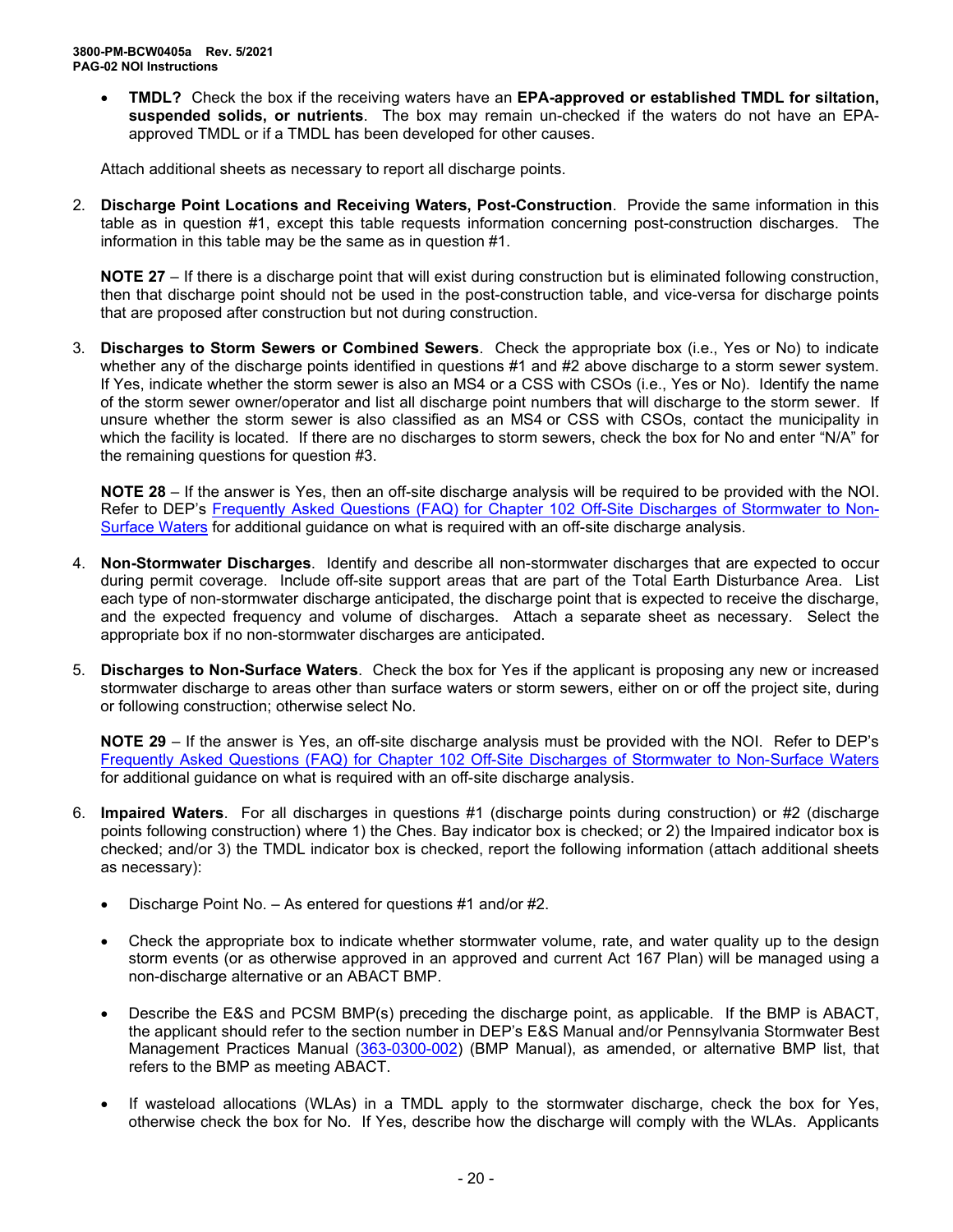- **TMDL?** Check the box if the receiving waters have an **EPA-approved or established TMDL for siltation, suspended solids, or nutrients**. The box may remain un-checked if the waters do not have an EPA-approved TMDL or if a TMDL has been developed for other causes.

Attach additional sheets as necessary to report all discharge points.

2. **Discharge Point Locations and Receiving Waters, Post-Construction**. Provide the same information in this table as in question #1, except this table requests information concerning post-construction discharges. The information in this table may be the same as in question #1.

   **NOTE 27** – If there is a discharge point that will exist during construction but is eliminated following construction, then that discharge point should not be used in the post-construction table, and vice-versa for discharge points that are proposed after construction but not during construction.

3. **Discharges to Storm Sewers or Combined Sewers**. Check the appropriate box (i.e., Yes or No) to indicate whether any of the discharge points identified in questions #1 and #2 above discharge to a storm sewer system. If Yes, indicate whether the storm sewer is also an MS4 or a CSS with CSOs (i.e., Yes or No). Identify the name of the storm sewer owner/operator and list all discharge point numbers that will discharge to the storm sewer. If unsure whether the storm sewer is also classified as an MS4 or CSS with CSOs, contact the municipality in which the facility is located. If there are no discharges to storm sewers, check the box for No and enter "N/A" for the remaining questions for question #3.

   **NOTE 28** – If the answer is Yes, then an off-site discharge analysis will be required to be provided with the NOI. Refer to DEP's Frequently Asked Questions (FAQ) for Chapter 102 Off-Site Discharges of Stormwater to Non-Surface Waters for additional guidance on what is required with an off-site discharge analysis.

4. **Non-Stormwater Discharges**. Identify and describe all non-stormwater discharges that are expected to occur during permit coverage. Include off-site support areas that are part of the Total Earth Disturbance Area. List each type of non-stormwater discharge anticipated, the discharge point that is expected to receive the discharge, and the expected frequency and volume of discharges. Attach a separate sheet as necessary. Select the appropriate box if no non-stormwater discharges are anticipated.

5. **Discharges to Non-Surface Waters**. Check the box for Yes if the applicant is proposing any new or increased stormwater discharge to areas other than surface waters or storm sewers, either on or off the project site, during or following construction; otherwise select No.

   **NOTE 29** – If the answer is Yes, an off-site discharge analysis must be provided with the NOI. Refer to DEP's Frequently Asked Questions (FAQ) for Chapter 102 Off-Site Discharges of Stormwater to Non-Surface Waters for additional guidance on what is required with an off-site discharge analysis.

6. **Impaired Waters**. For all discharges in questions #1 (discharge points during construction) or #2 (discharge points following construction) where 1) the Ches. Bay indicator box is checked; or 2) the Impaired indicator box is checked; and/or 3) the TMDL indicator box is checked, report the following information (attach additional sheets as necessary):

   - Discharge Point No. – As entered for questions #1 and/or #2.

   - Check the appropriate box to indicate whether stormwater volume, rate, and water quality up to the design storm events (or as otherwise approved in an approved and current Act 167 Plan) will be managed using a non-discharge alternative or an ABACT BMP.

   - Describe the E&S and PCSM BMP(s) preceding the discharge point, as applicable. If the BMP is ABACT, the applicant should refer to the section number in DEP's E&S Manual and/or Pennsylvania Stormwater Best Management Practices Manual (363-0300-002) (BMP Manual), as amended, or alternative BMP list, that refers to the BMP as meeting ABACT.

   - If wasteload allocations (WLAs) in a TMDL apply to the stormwater discharge, check the box for Yes, otherwise check the box for No. If Yes, describe how the discharge will comply with the WLAs. Applicants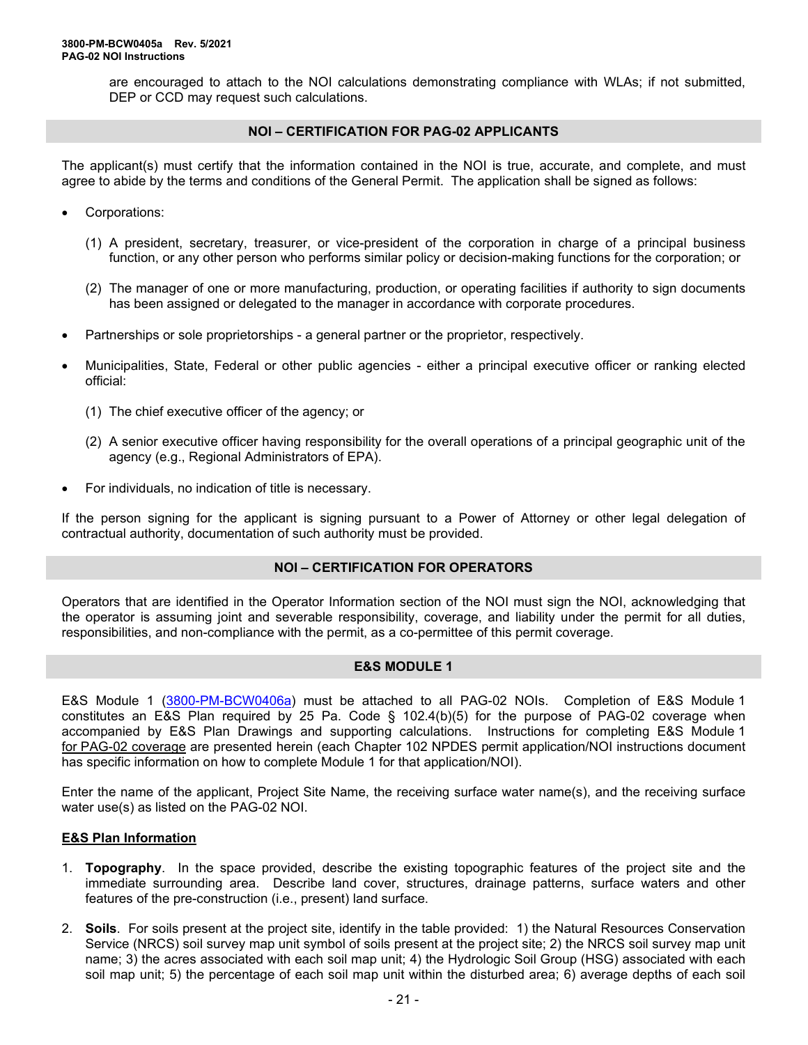are encouraged to attach to the NOI calculations demonstrating compliance with WLAs; if not submitted, DEP or CCD may request such calculations.

## NOI – CERTIFICATION FOR PAG-02 APPLICANTS

The applicant(s) must certify that the information contained in the NOI is true, accurate, and complete, and must agree to abide by the terms and conditions of the General Permit. The application shall be signed as follows:

- Corporations:

  (1) A president, secretary, treasurer, or vice-president of the corporation in charge of a principal business function, or any other person who performs similar policy or decision-making functions for the corporation; or

  (2) The manager of one or more manufacturing, production, or operating facilities if authority to sign documents has been assigned or delegated to the manager in accordance with corporate procedures.

- Partnerships or sole proprietorships - a general partner or the proprietor, respectively.

- Municipalities, State, Federal or other public agencies - either a principal executive officer or ranking elected official:

  (1) The chief executive officer of the agency; or

  (2) A senior executive officer having responsibility for the overall operations of a principal geographic unit of the agency (e.g., Regional Administrators of EPA).

- For individuals, no indication of title is necessary.

If the person signing for the applicant is signing pursuant to a Power of Attorney or other legal delegation of contractual authority, documentation of such authority must be provided.

## NOI – CERTIFICATION FOR OPERATORS

Operators that are identified in the Operator Information section of the NOI must sign the NOI, acknowledging that the operator is assuming joint and severable responsibility, coverage, and liability under the permit for all duties, responsibilities, and non-compliance with the permit, as a co-permittee of this permit coverage.

## E&S MODULE 1

E&S Module 1 (3800-PM-BCW0406a) must be attached to all PAG-02 NOIs. Completion of E&S Module 1 constitutes an E&S Plan required by 25 Pa. Code § 102.4(b)(5) for the purpose of PAG-02 coverage when accompanied by E&S Plan Drawings and supporting calculations. Instructions for completing E&S Module 1 for PAG-02 coverage are presented herein (each Chapter 102 NPDES permit application/NOI instructions document has specific information on how to complete Module 1 for that application/NOI).

Enter the name of the applicant, Project Site Name, the receiving surface water name(s), and the receiving surface water use(s) as listed on the PAG-02 NOI.

### E&S Plan Information

1. **Topography**. In the space provided, describe the existing topographic features of the project site and the immediate surrounding area. Describe land cover, structures, drainage patterns, surface waters and other features of the pre-construction (i.e., present) land surface.

2. **Soils**. For soils present at the project site, identify in the table provided: 1) the Natural Resources Conservation Service (NRCS) soil survey map unit symbol of soils present at the project site; 2) the NRCS soil survey map unit name; 3) the acres associated with each soil map unit; 4) the Hydrologic Soil Group (HSG) associated with each soil map unit; 5) the percentage of each soil map unit within the disturbed area; 6) average depths of each soil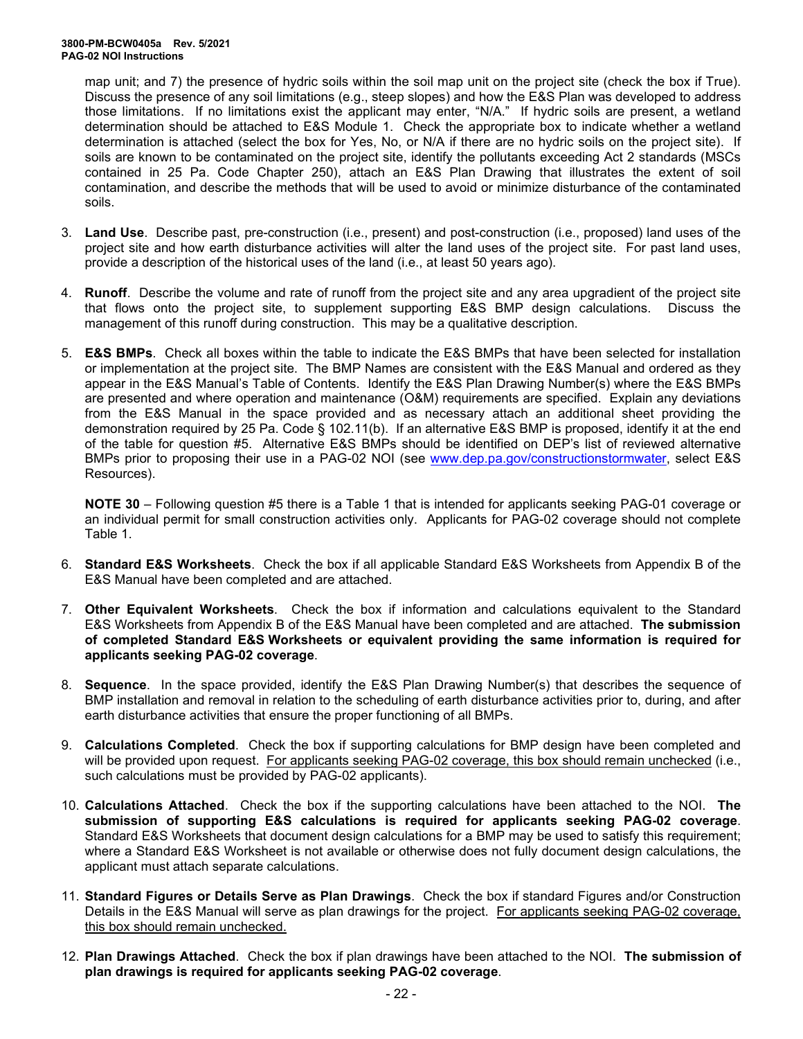map unit; and 7) the presence of hydric soils within the soil map unit on the project site (check the box if True). Discuss the presence of any soil limitations (e.g., steep slopes) and how the E&S Plan was developed to address those limitations. If no limitations exist the applicant may enter, "N/A." If hydric soils are present, a wetland determination should be attached to E&S Module 1. Check the appropriate box to indicate whether a wetland determination is attached (select the box for Yes, No, or N/A if there are no hydric soils on the project site). If soils are known to be contaminated on the project site, identify the pollutants exceeding Act 2 standards (MSCs contained in 25 Pa. Code Chapter 250), attach an E&S Plan Drawing that illustrates the extent of soil contamination, and describe the methods that will be used to avoid or minimize disturbance of the contaminated soils.

3. **Land Use**. Describe past, pre-construction (i.e., present) and post-construction (i.e., proposed) land uses of the project site and how earth disturbance activities will alter the land uses of the project site. For past land uses, provide a description of the historical uses of the land (i.e., at least 50 years ago).

4. **Runoff**. Describe the volume and rate of runoff from the project site and any area upgradient of the project site that flows onto the project site, to supplement supporting E&S BMP design calculations. Discuss the management of this runoff during construction. This may be a qualitative description.

5. **E&S BMPs**. Check all boxes within the table to indicate the E&S BMPs that have been selected for installation or implementation at the project site. The BMP Names are consistent with the E&S Manual and ordered as they appear in the E&S Manual's Table of Contents. Identify the E&S Plan Drawing Number(s) where the E&S BMPs are presented and where operation and maintenance (O&M) requirements are specified. Explain any deviations from the E&S Manual in the space provided and as necessary attach an additional sheet providing the demonstration required by 25 Pa. Code § 102.11(b). If an alternative E&S BMP is proposed, identify it at the end of the table for question #5. Alternative E&S BMPs should be identified on DEP's list of reviewed alternative BMPs prior to proposing their use in a PAG-02 NOI (see www.dep.pa.gov/constructionstormwater, select E&S Resources).

   **NOTE 30** – Following question #5 there is a Table 1 that is intended for applicants seeking PAG-01 coverage or an individual permit for small construction activities only. Applicants for PAG-02 coverage should not complete Table 1.

6. **Standard E&S Worksheets**. Check the box if all applicable Standard E&S Worksheets from Appendix B of the E&S Manual have been completed and are attached.

7. **Other Equivalent Worksheets**. Check the box if information and calculations equivalent to the Standard E&S Worksheets from Appendix B of the E&S Manual have been completed and are attached. **The submission of completed Standard E&S Worksheets or equivalent providing the same information is required for applicants seeking PAG-02 coverage**.

8. **Sequence**. In the space provided, identify the E&S Plan Drawing Number(s) that describes the sequence of BMP installation and removal in relation to the scheduling of earth disturbance activities prior to, during, and after earth disturbance activities that ensure the proper functioning of all BMPs.

9. **Calculations Completed**. Check the box if supporting calculations for BMP design have been completed and will be provided upon request. For applicants seeking PAG-02 coverage, this box should remain unchecked (i.e., such calculations must be provided by PAG-02 applicants).

10. **Calculations Attached**. Check the box if the supporting calculations have been attached to the NOI. **The submission of supporting E&S calculations is required for applicants seeking PAG-02 coverage**. Standard E&S Worksheets that document design calculations for a BMP may be used to satisfy this requirement; where a Standard E&S Worksheet is not available or otherwise does not fully document design calculations, the applicant must attach separate calculations.

11. **Standard Figures or Details Serve as Plan Drawings**. Check the box if standard Figures and/or Construction Details in the E&S Manual will serve as plan drawings for the project. For applicants seeking PAG-02 coverage, this box should remain unchecked.

12. **Plan Drawings Attached**. Check the box if plan drawings have been attached to the NOI. **The submission of plan drawings is required for applicants seeking PAG-02 coverage**.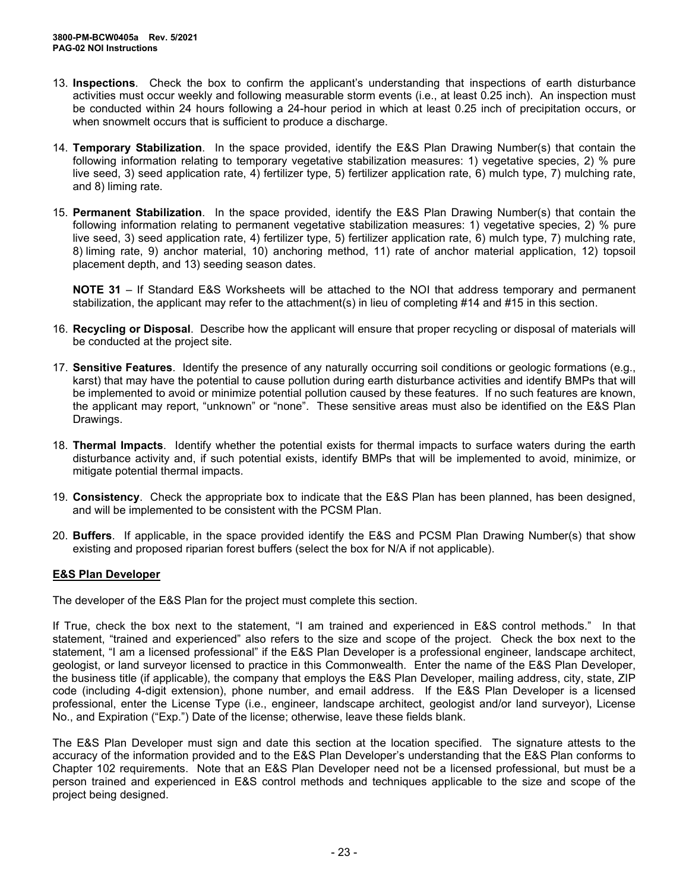13. **Inspections**. Check the box to confirm the applicant's understanding that inspections of earth disturbance activities must occur weekly and following measurable storm events (i.e., at least 0.25 inch). An inspection must be conducted within 24 hours following a 24-hour period in which at least 0.25 inch of precipitation occurs, or when snowmelt occurs that is sufficient to produce a discharge.

14. **Temporary Stabilization**. In the space provided, identify the E&S Plan Drawing Number(s) that contain the following information relating to temporary vegetative stabilization measures: 1) vegetative species, 2) % pure live seed, 3) seed application rate, 4) fertilizer type, 5) fertilizer application rate, 6) mulch type, 7) mulching rate, and 8) liming rate.

15. **Permanent Stabilization**. In the space provided, identify the E&S Plan Drawing Number(s) that contain the following information relating to permanent vegetative stabilization measures: 1) vegetative species, 2) % pure live seed, 3) seed application rate, 4) fertilizer type, 5) fertilizer application rate, 6) mulch type, 7) mulching rate, 8) liming rate, 9) anchor material, 10) anchoring method, 11) rate of anchor material application, 12) topsoil placement depth, and 13) seeding season dates.

    **NOTE 31** – If Standard E&S Worksheets will be attached to the NOI that address temporary and permanent stabilization, the applicant may refer to the attachment(s) in lieu of completing #14 and #15 in this section.

16. **Recycling or Disposal**. Describe how the applicant will ensure that proper recycling or disposal of materials will be conducted at the project site.

17. **Sensitive Features**. Identify the presence of any naturally occurring soil conditions or geologic formations (e.g., karst) that may have the potential to cause pollution during earth disturbance activities and identify BMPs that will be implemented to avoid or minimize potential pollution caused by these features. If no such features are known, the applicant may report, "unknown" or "none". These sensitive areas must also be identified on the E&S Plan Drawings.

18. **Thermal Impacts**. Identify whether the potential exists for thermal impacts to surface waters during the earth disturbance activity and, if such potential exists, identify BMPs that will be implemented to avoid, minimize, or mitigate potential thermal impacts.

19. **Consistency**. Check the appropriate box to indicate that the E&S Plan has been planned, has been designed, and will be implemented to be consistent with the PCSM Plan.

20. **Buffers**. If applicable, in the space provided identify the E&S and PCSM Plan Drawing Number(s) that show existing and proposed riparian forest buffers (select the box for N/A if not applicable).

## E&S Plan Developer

The developer of the E&S Plan for the project must complete this section.

If True, check the box next to the statement, "I am trained and experienced in E&S control methods." In that statement, "trained and experienced" also refers to the size and scope of the project. Check the box next to the statement, "I am a licensed professional" if the E&S Plan Developer is a professional engineer, landscape architect, geologist, or land surveyor licensed to practice in this Commonwealth. Enter the name of the E&S Plan Developer, the business title (if applicable), the company that employs the E&S Plan Developer, mailing address, city, state, ZIP code (including 4-digit extension), phone number, and email address. If the E&S Plan Developer is a licensed professional, enter the License Type (i.e., engineer, landscape architect, geologist and/or land surveyor), License No., and Expiration ("Exp.") Date of the license; otherwise, leave these fields blank.

The E&S Plan Developer must sign and date this section at the location specified. The signature attests to the accuracy of the information provided and to the E&S Plan Developer's understanding that the E&S Plan conforms to Chapter 102 requirements. Note that an E&S Plan Developer need not be a licensed professional, but must be a person trained and experienced in E&S control methods and techniques applicable to the size and scope of the project being designed.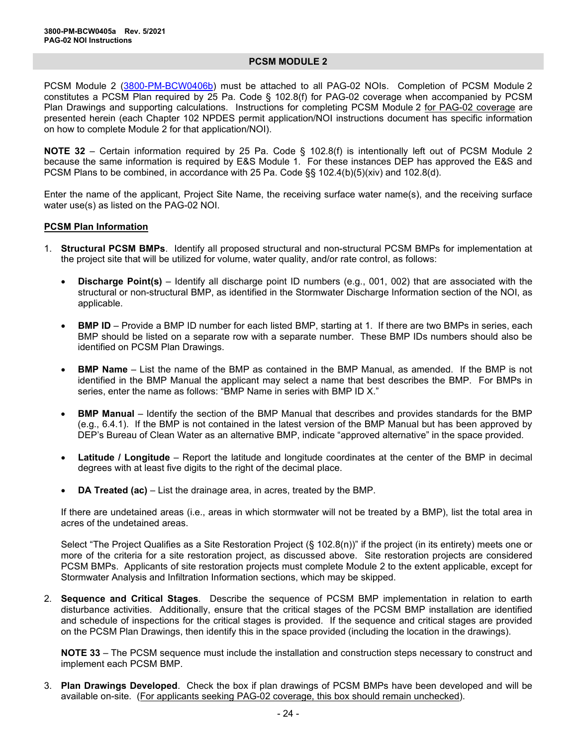## PCSM MODULE 2

PCSM Module 2 (3800-PM-BCW0406b) must be attached to all PAG-02 NOIs. Completion of PCSM Module 2 constitutes a PCSM Plan required by 25 Pa. Code § 102.8(f) for PAG-02 coverage when accompanied by PCSM Plan Drawings and supporting calculations. Instructions for completing PCSM Module 2 for PAG-02 coverage are presented herein (each Chapter 102 NPDES permit application/NOI instructions document has specific information on how to complete Module 2 for that application/NOI).

**NOTE 32** – Certain information required by 25 Pa. Code § 102.8(f) is intentionally left out of PCSM Module 2 because the same information is required by E&S Module 1. For these instances DEP has approved the E&S and PCSM Plans to be combined, in accordance with 25 Pa. Code §§ 102.4(b)(5)(xiv) and 102.8(d).

Enter the name of the applicant, Project Site Name, the receiving surface water name(s), and the receiving surface water use(s) as listed on the PAG-02 NOI.

**PCSM Plan Information**

1. **Structural PCSM BMPs**. Identify all proposed structural and non-structural PCSM BMPs for implementation at the project site that will be utilized for volume, water quality, and/or rate control, as follows:

   - **Discharge Point(s)** – Identify all discharge point ID numbers (e.g., 001, 002) that are associated with the structural or non-structural BMP, as identified in the Stormwater Discharge Information section of the NOI, as applicable.

   - **BMP ID** – Provide a BMP ID number for each listed BMP, starting at 1. If there are two BMPs in series, each BMP should be listed on a separate row with a separate number. These BMP IDs numbers should also be identified on PCSM Plan Drawings.

   - **BMP Name** – List the name of the BMP as contained in the BMP Manual, as amended. If the BMP is not identified in the BMP Manual the applicant may select a name that best describes the BMP. For BMPs in series, enter the name as follows: "BMP Name in series with BMP ID X."

   - **BMP Manual** – Identify the section of the BMP Manual that describes and provides standards for the BMP (e.g., 6.4.1). If the BMP is not contained in the latest version of the BMP Manual but has been approved by DEP's Bureau of Clean Water as an alternative BMP, indicate "approved alternative" in the space provided.

   - **Latitude / Longitude** – Report the latitude and longitude coordinates at the center of the BMP in decimal degrees with at least five digits to the right of the decimal place.

   - **DA Treated (ac)** – List the drainage area, in acres, treated by the BMP.

   If there are undetained areas (i.e., areas in which stormwater will not be treated by a BMP), list the total area in acres of the undetained areas.

   Select "The Project Qualifies as a Site Restoration Project (§ 102.8(n))" if the project (in its entirety) meets one or more of the criteria for a site restoration project, as discussed above. Site restoration projects are considered PCSM BMPs. Applicants of site restoration projects must complete Module 2 to the extent applicable, except for Stormwater Analysis and Infiltration Information sections, which may be skipped.

2. **Sequence and Critical Stages**. Describe the sequence of PCSM BMP implementation in relation to earth disturbance activities. Additionally, ensure that the critical stages of the PCSM BMP installation are identified and schedule of inspections for the critical stages is provided. If the sequence and critical stages are provided on the PCSM Plan Drawings, then identify this in the space provided (including the location in the drawings).

   **NOTE 33** – The PCSM sequence must include the installation and construction steps necessary to construct and implement each PCSM BMP.

3. **Plan Drawings Developed**. Check the box if plan drawings of PCSM BMPs have been developed and will be available on-site. (For applicants seeking PAG-02 coverage, this box should remain unchecked).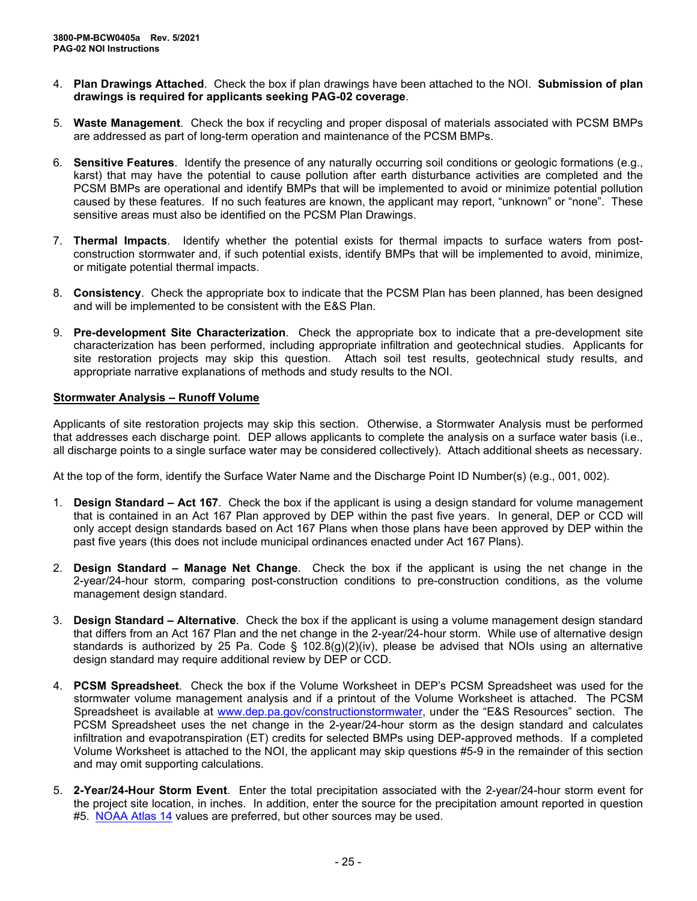4. **Plan Drawings Attached**. Check the box if plan drawings have been attached to the NOI. **Submission of plan drawings is required for applicants seeking PAG-02 coverage**.

5. **Waste Management**. Check the box if recycling and proper disposal of materials associated with PCSM BMPs are addressed as part of long-term operation and maintenance of the PCSM BMPs.

6. **Sensitive Features**. Identify the presence of any naturally occurring soil conditions or geologic formations (e.g., karst) that may have the potential to cause pollution after earth disturbance activities are completed and the PCSM BMPs are operational and identify BMPs that will be implemented to avoid or minimize potential pollution caused by these features. If no such features are known, the applicant may report, "unknown" or "none". These sensitive areas must also be identified on the PCSM Plan Drawings.

7. **Thermal Impacts**. Identify whether the potential exists for thermal impacts to surface waters from post-construction stormwater and, if such potential exists, identify BMPs that will be implemented to avoid, minimize, or mitigate potential thermal impacts.

8. **Consistency**. Check the appropriate box to indicate that the PCSM Plan has been planned, has been designed and will be implemented to be consistent with the E&S Plan.

9. **Pre-development Site Characterization**. Check the appropriate box to indicate that a pre-development site characterization has been performed, including appropriate infiltration and geotechnical studies. Applicants for site restoration projects may skip this question. Attach soil test results, geotechnical study results, and appropriate narrative explanations of methods and study results to the NOI.

**Stormwater Analysis – Runoff Volume**

Applicants of site restoration projects may skip this section. Otherwise, a Stormwater Analysis must be performed that addresses each discharge point. DEP allows applicants to complete the analysis on a surface water basis (i.e., all discharge points to a single surface water may be considered collectively). Attach additional sheets as necessary.

At the top of the form, identify the Surface Water Name and the Discharge Point ID Number(s) (e.g., 001, 002).

1. **Design Standard – Act 167**. Check the box if the applicant is using a design standard for volume management that is contained in an Act 167 Plan approved by DEP within the past five years. In general, DEP or CCD will only accept design standards based on Act 167 Plans when those plans have been approved by DEP within the past five years (this does not include municipal ordinances enacted under Act 167 Plans).

2. **Design Standard – Manage Net Change**. Check the box if the applicant is using the net change in the 2-year/24-hour storm, comparing post-construction conditions to pre-construction conditions, as the volume management design standard.

3. **Design Standard – Alternative**. Check the box if the applicant is using a volume management design standard that differs from an Act 167 Plan and the net change in the 2-year/24-hour storm. While use of alternative design standards is authorized by 25 Pa. Code § 102.8(g)(2)(iv), please be advised that NOIs using an alternative design standard may require additional review by DEP or CCD.

4. **PCSM Spreadsheet**. Check the box if the Volume Worksheet in DEP's PCSM Spreadsheet was used for the stormwater volume management analysis and if a printout of the Volume Worksheet is attached. The PCSM Spreadsheet is available at www.dep.pa.gov/constructionstormwater, under the "E&S Resources" section. The PCSM Spreadsheet uses the net change in the 2-year/24-hour storm as the design standard and calculates infiltration and evapotranspiration (ET) credits for selected BMPs using DEP-approved methods. If a completed Volume Worksheet is attached to the NOI, the applicant may skip questions #5-9 in the remainder of this section and may omit supporting calculations.

5. **2-Year/24-Hour Storm Event**. Enter the total precipitation associated with the 2-year/24-hour storm event for the project site location, in inches. In addition, enter the source for the precipitation amount reported in question #5. NOAA Atlas 14 values are preferred, but other sources may be used.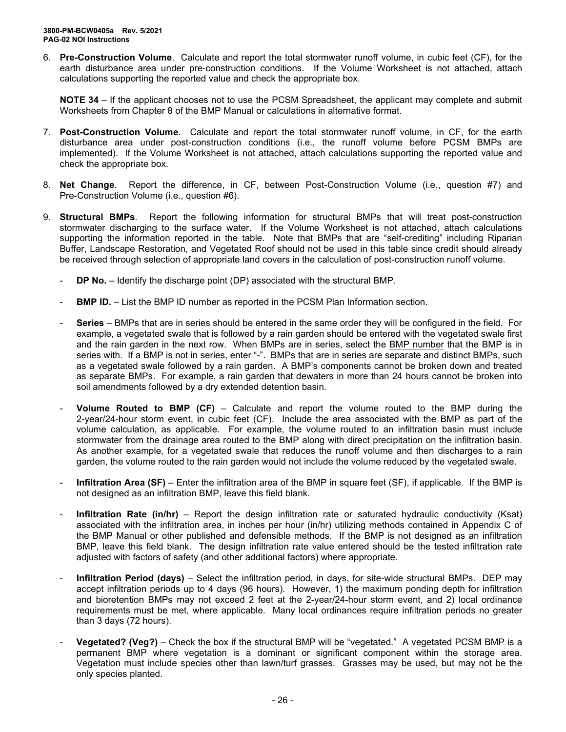6. **Pre-Construction Volume**. Calculate and report the total stormwater runoff volume, in cubic feet (CF), for the earth disturbance area under pre-construction conditions. If the Volume Worksheet is not attached, attach calculations supporting the reported value and check the appropriate box.

   **NOTE 34** – If the applicant chooses not to use the PCSM Spreadsheet, the applicant may complete and submit Worksheets from Chapter 8 of the BMP Manual or calculations in alternative format.

7. **Post-Construction Volume**. Calculate and report the total stormwater runoff volume, in CF, for the earth disturbance area under post-construction conditions (i.e., the runoff volume before PCSM BMPs are implemented). If the Volume Worksheet is not attached, attach calculations supporting the reported value and check the appropriate box.

8. **Net Change**. Report the difference, in CF, between Post-Construction Volume (i.e., question #7) and Pre-Construction Volume (i.e., question #6).

9. **Structural BMPs**. Report the following information for structural BMPs that will treat post-construction stormwater discharging to the surface water. If the Volume Worksheet is not attached, attach calculations supporting the information reported in the table. Note that BMPs that are "self-crediting" including Riparian Buffer, Landscape Restoration, and Vegetated Roof should not be used in this table since credit should already be received through selection of appropriate land covers in the calculation of post-construction runoff volume.

   - **DP No.** – Identify the discharge point (DP) associated with the structural BMP.

   - **BMP ID.** – List the BMP ID number as reported in the PCSM Plan Information section.

   - **Series** – BMPs that are in series should be entered in the same order they will be configured in the field. For example, a vegetated swale that is followed by a rain garden should be entered with the vegetated swale first and the rain garden in the next row. When BMPs are in series, select the <u>BMP number</u> that the BMP is in series with. If a BMP is not in series, enter "-". BMPs that are in series are separate and distinct BMPs, such as a vegetated swale followed by a rain garden. A BMP's components cannot be broken down and treated as separate BMPs. For example, a rain garden that dewaters in more than 24 hours cannot be broken into soil amendments followed by a dry extended detention basin.

   - **Volume Routed to BMP (CF)** – Calculate and report the volume routed to the BMP during the 2-year/24-hour storm event, in cubic feet (CF). Include the area associated with the BMP as part of the volume calculation, as applicable. For example, the volume routed to an infiltration basin must include stormwater from the drainage area routed to the BMP along with direct precipitation on the infiltration basin. As another example, for a vegetated swale that reduces the runoff volume and then discharges to a rain garden, the volume routed to the rain garden would not include the volume reduced by the vegetated swale.

   - **Infiltration Area (SF)** – Enter the infiltration area of the BMP in square feet (SF), if applicable. If the BMP is not designed as an infiltration BMP, leave this field blank.

   - **Infiltration Rate (in/hr)** – Report the design infiltration rate or saturated hydraulic conductivity (Ksat) associated with the infiltration area, in inches per hour (in/hr) utilizing methods contained in Appendix C of the BMP Manual or other published and defensible methods. If the BMP is not designed as an infiltration BMP, leave this field blank. The design infiltration rate value entered should be the tested infiltration rate adjusted with factors of safety (and other additional factors) where appropriate.

   - **Infiltration Period (days)** – Select the infiltration period, in days, for site-wide structural BMPs. DEP may accept infiltration periods up to 4 days (96 hours). However, 1) the maximum ponding depth for infiltration and bioretention BMPs may not exceed 2 feet at the 2-year/24-hour storm event, and 2) local ordinance requirements must be met, where applicable. Many local ordinances require infiltration periods no greater than 3 days (72 hours).

   - **Vegetated? (Veg?)** – Check the box if the structural BMP will be "vegetated." A vegetated PCSM BMP is a permanent BMP where vegetation is a dominant or significant component within the storage area. Vegetation must include species other than lawn/turf grasses. Grasses may be used, but may not be the only species planted.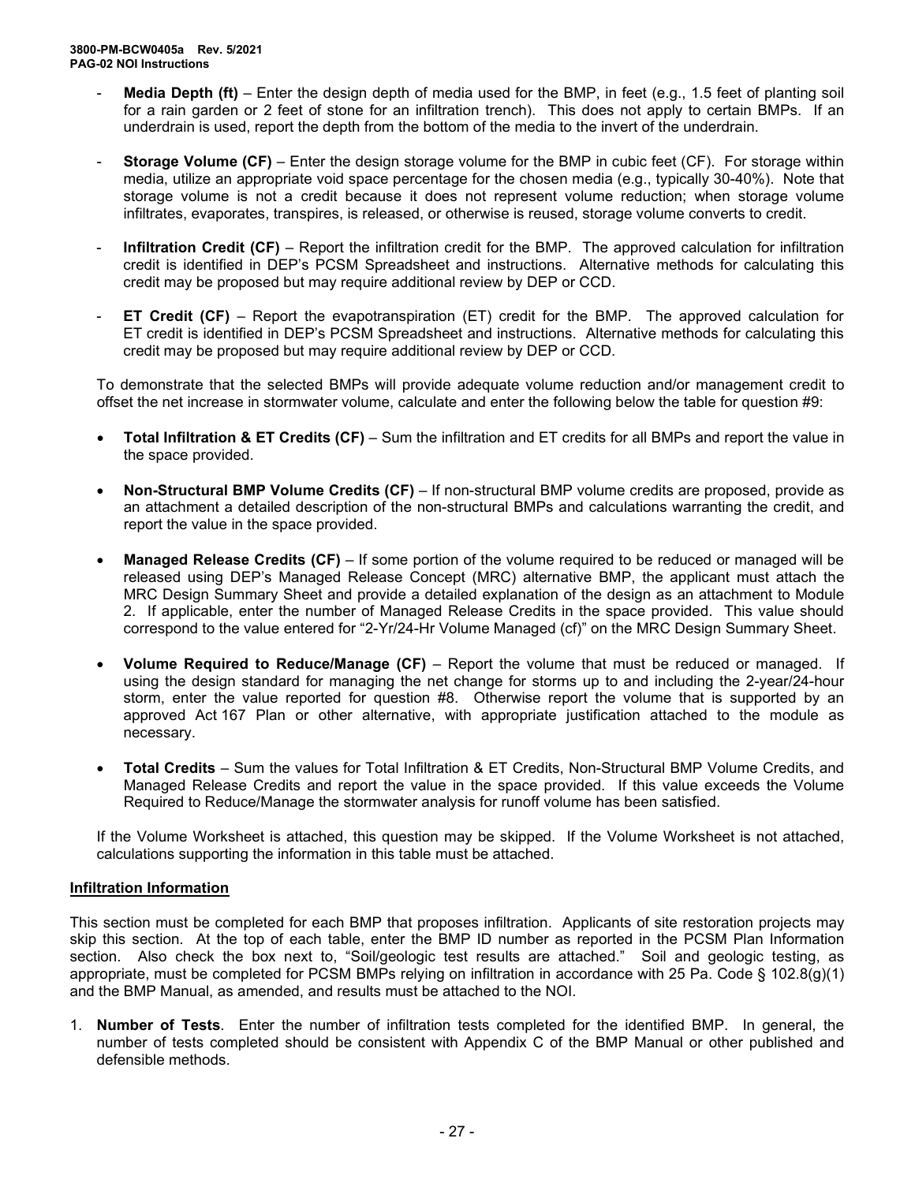- **Media Depth (ft)** – Enter the design depth of media used for the BMP, in feet (e.g., 1.5 feet of planting soil for a rain garden or 2 feet of stone for an infiltration trench). This does not apply to certain BMPs. If an underdrain is used, report the depth from the bottom of the media to the invert of the underdrain.

- **Storage Volume (CF)** – Enter the design storage volume for the BMP in cubic feet (CF). For storage within media, utilize an appropriate void space percentage for the chosen media (e.g., typically 30-40%). Note that storage volume is not a credit because it does not represent volume reduction; when storage volume infiltrates, evaporates, transpires, is released, or otherwise is reused, storage volume converts to credit.

- **Infiltration Credit (CF)** – Report the infiltration credit for the BMP. The approved calculation for infiltration credit is identified in DEP's PCSM Spreadsheet and instructions. Alternative methods for calculating this credit may be proposed but may require additional review by DEP or CCD.

- **ET Credit (CF)** – Report the evapotranspiration (ET) credit for the BMP. The approved calculation for ET credit is identified in DEP's PCSM Spreadsheet and instructions. Alternative methods for calculating this credit may be proposed but may require additional review by DEP or CCD.

To demonstrate that the selected BMPs will provide adequate volume reduction and/or management credit to offset the net increase in stormwater volume, calculate and enter the following below the table for question #9:

- **Total Infiltration & ET Credits (CF)** – Sum the infiltration and ET credits for all BMPs and report the value in the space provided.
- **Non-Structural BMP Volume Credits (CF)** – If non-structural BMP volume credits are proposed, provide as an attachment a detailed description of the non-structural BMPs and calculations warranting the credit, and report the value in the space provided.
- **Managed Release Credits (CF)** – If some portion of the volume required to be reduced or managed will be released using DEP's Managed Release Concept (MRC) alternative BMP, the applicant must attach the MRC Design Summary Sheet and provide a detailed explanation of the design as an attachment to Module 2. If applicable, enter the number of Managed Release Credits in the space provided. This value should correspond to the value entered for "2-Yr/24-Hr Volume Managed (cf)" on the MRC Design Summary Sheet.
- **Volume Required to Reduce/Manage (CF)** – Report the volume that must be reduced or managed. If using the design standard for managing the net change for storms up to and including the 2-year/24-hour storm, enter the value reported for question #8. Otherwise report the volume that is supported by an approved Act 167 Plan or other alternative, with appropriate justification attached to the module as necessary.
- **Total Credits** – Sum the values for Total Infiltration & ET Credits, Non-Structural BMP Volume Credits, and Managed Release Credits and report the value in the space provided. If this value exceeds the Volume Required to Reduce/Manage the stormwater analysis for runoff volume has been satisfied.

If the Volume Worksheet is attached, this question may be skipped. If the Volume Worksheet is not attached, calculations supporting the information in this table must be attached.

<u>**Infiltration Information**</u>

This section must be completed for each BMP that proposes infiltration. Applicants of site restoration projects may skip this section. At the top of each table, enter the BMP ID number as reported in the PCSM Plan Information section. Also check the box next to, "Soil/geologic test results are attached." Soil and geologic testing, as appropriate, must be completed for PCSM BMPs relying on infiltration in accordance with 25 Pa. Code § 102.8(g)(1) and the BMP Manual, as amended, and results must be attached to the NOI.

1. **Number of Tests**. Enter the number of infiltration tests completed for the identified BMP. In general, the number of tests completed should be consistent with Appendix C of the BMP Manual or other published and defensible methods.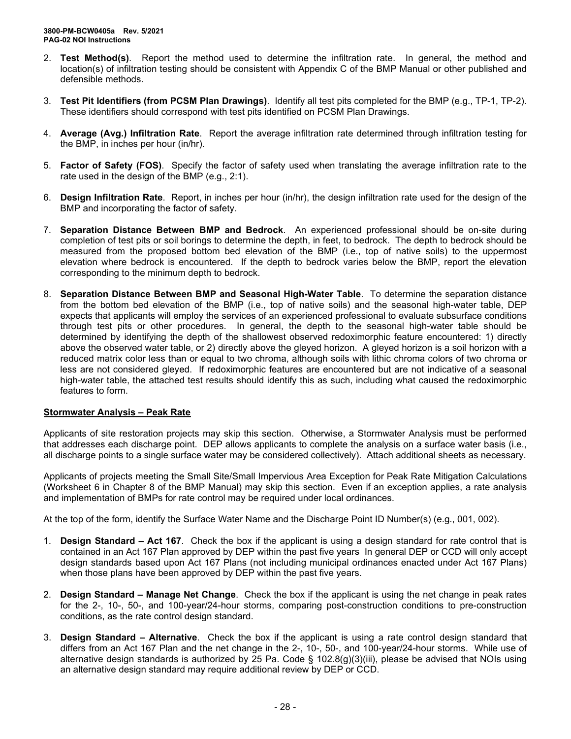2. **Test Method(s)**. Report the method used to determine the infiltration rate. In general, the method and location(s) of infiltration testing should be consistent with Appendix C of the BMP Manual or other published and defensible methods.

3. **Test Pit Identifiers (from PCSM Plan Drawings)**. Identify all test pits completed for the BMP (e.g., TP-1, TP-2). These identifiers should correspond with test pits identified on PCSM Plan Drawings.

4. **Average (Avg.) Infiltration Rate**. Report the average infiltration rate determined through infiltration testing for the BMP, in inches per hour (in/hr).

5. **Factor of Safety (FOS)**. Specify the factor of safety used when translating the average infiltration rate to the rate used in the design of the BMP (e.g., 2:1).

6. **Design Infiltration Rate**. Report, in inches per hour (in/hr), the design infiltration rate used for the design of the BMP and incorporating the factor of safety.

7. **Separation Distance Between BMP and Bedrock**. An experienced professional should be on-site during completion of test pits or soil borings to determine the depth, in feet, to bedrock. The depth to bedrock should be measured from the proposed bottom bed elevation of the BMP (i.e., top of native soils) to the uppermost elevation where bedrock is encountered. If the depth to bedrock varies below the BMP, report the elevation corresponding to the minimum depth to bedrock.

8. **Separation Distance Between BMP and Seasonal High-Water Table**. To determine the separation distance from the bottom bed elevation of the BMP (i.e., top of native soils) and the seasonal high-water table, DEP expects that applicants will employ the services of an experienced professional to evaluate subsurface conditions through test pits or other procedures. In general, the depth to the seasonal high-water table should be determined by identifying the depth of the shallowest observed redoximorphic feature encountered: 1) directly above the observed water table, or 2) directly above the gleyed horizon. A gleyed horizon is a soil horizon with a reduced matrix color less than or equal to two chroma, although soils with lithic chroma colors of two chroma or less are not considered gleyed. If redoximorphic features are encountered but are not indicative of a seasonal high-water table, the attached test results should identify this as such, including what caused the redoximorphic features to form.

## Stormwater Analysis – Peak Rate

Applicants of site restoration projects may skip this section. Otherwise, a Stormwater Analysis must be performed that addresses each discharge point. DEP allows applicants to complete the analysis on a surface water basis (i.e., all discharge points to a single surface water may be considered collectively). Attach additional sheets as necessary.

Applicants of projects meeting the Small Site/Small Impervious Area Exception for Peak Rate Mitigation Calculations (Worksheet 6 in Chapter 8 of the BMP Manual) may skip this section. Even if an exception applies, a rate analysis and implementation of BMPs for rate control may be required under local ordinances.

At the top of the form, identify the Surface Water Name and the Discharge Point ID Number(s) (e.g., 001, 002).

1. **Design Standard – Act 167**. Check the box if the applicant is using a design standard for rate control that is contained in an Act 167 Plan approved by DEP within the past five years In general DEP or CCD will only accept design standards based upon Act 167 Plans (not including municipal ordinances enacted under Act 167 Plans) when those plans have been approved by DEP within the past five years.

2. **Design Standard – Manage Net Change**. Check the box if the applicant is using the net change in peak rates for the 2-, 10-, 50-, and 100-year/24-hour storms, comparing post-construction conditions to pre-construction conditions, as the rate control design standard.

3. **Design Standard – Alternative**. Check the box if the applicant is using a rate control design standard that differs from an Act 167 Plan and the net change in the 2-, 10-, 50-, and 100-year/24-hour storms. While use of alternative design standards is authorized by 25 Pa. Code § 102.8(g)(3)(iii), please be advised that NOIs using an alternative design standard may require additional review by DEP or CCD.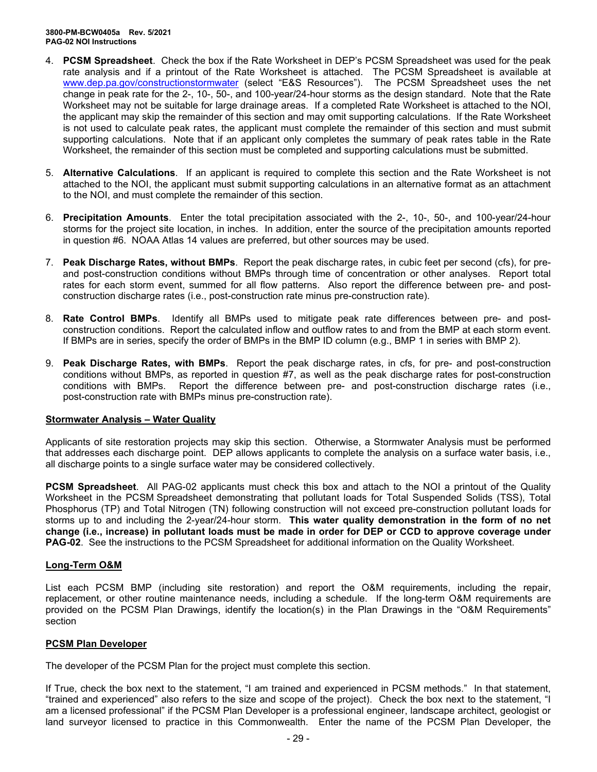4. **PCSM Spreadsheet**. Check the box if the Rate Worksheet in DEP's PCSM Spreadsheet was used for the peak rate analysis and if a printout of the Rate Worksheet is attached. The PCSM Spreadsheet is available at www.dep.pa.gov/constructionstormwater (select "E&S Resources"). The PCSM Spreadsheet uses the net change in peak rate for the 2-, 10-, 50-, and 100-year/24-hour storms as the design standard. Note that the Rate Worksheet may not be suitable for large drainage areas. If a completed Rate Worksheet is attached to the NOI, the applicant may skip the remainder of this section and may omit supporting calculations. If the Rate Worksheet is not used to calculate peak rates, the applicant must complete the remainder of this section and must submit supporting calculations. Note that if an applicant only completes the summary of peak rates table in the Rate Worksheet, the remainder of this section must be completed and supporting calculations must be submitted.

5. **Alternative Calculations**. If an applicant is required to complete this section and the Rate Worksheet is not attached to the NOI, the applicant must submit supporting calculations in an alternative format as an attachment to the NOI, and must complete the remainder of this section.

6. **Precipitation Amounts**. Enter the total precipitation associated with the 2-, 10-, 50-, and 100-year/24-hour storms for the project site location, in inches. In addition, enter the source of the precipitation amounts reported in question #6. NOAA Atlas 14 values are preferred, but other sources may be used.

7. **Peak Discharge Rates, without BMPs**. Report the peak discharge rates, in cubic feet per second (cfs), for pre- and post-construction conditions without BMPs through time of concentration or other analyses. Report total rates for each storm event, summed for all flow patterns. Also report the difference between pre- and post-construction discharge rates (i.e., post-construction rate minus pre-construction rate).

8. **Rate Control BMPs**. Identify all BMPs used to mitigate peak rate differences between pre- and post-construction conditions. Report the calculated inflow and outflow rates to and from the BMP at each storm event. If BMPs are in series, specify the order of BMPs in the BMP ID column (e.g., BMP 1 in series with BMP 2).

9. **Peak Discharge Rates, with BMPs**. Report the peak discharge rates, in cfs, for pre- and post-construction conditions without BMPs, as reported in question #7, as well as the peak discharge rates for post-construction conditions with BMPs. Report the difference between pre- and post-construction discharge rates (i.e., post-construction rate with BMPs minus pre-construction rate).

## Stormwater Analysis – Water Quality

Applicants of site restoration projects may skip this section. Otherwise, a Stormwater Analysis must be performed that addresses each discharge point. DEP allows applicants to complete the analysis on a surface water basis, i.e., all discharge points to a single surface water may be considered collectively.

**PCSM Spreadsheet**. All PAG-02 applicants must check this box and attach to the NOI a printout of the Quality Worksheet in the PCSM Spreadsheet demonstrating that pollutant loads for Total Suspended Solids (TSS), Total Phosphorus (TP) and Total Nitrogen (TN) following construction will not exceed pre-construction pollutant loads for storms up to and including the 2-year/24-hour storm. **This water quality demonstration in the form of no net change (i.e., increase) in pollutant loads must be made in order for DEP or CCD to approve coverage under PAG-02**. See the instructions to the PCSM Spreadsheet for additional information on the Quality Worksheet.

## Long-Term O&M

List each PCSM BMP (including site restoration) and report the O&M requirements, including the repair, replacement, or other routine maintenance needs, including a schedule. If the long-term O&M requirements are provided on the PCSM Plan Drawings, identify the location(s) in the Plan Drawings in the "O&M Requirements" section

## PCSM Plan Developer

The developer of the PCSM Plan for the project must complete this section.

If True, check the box next to the statement, "I am trained and experienced in PCSM methods." In that statement, "trained and experienced" also refers to the size and scope of the project). Check the box next to the statement, "I am a licensed professional" if the PCSM Plan Developer is a professional engineer, landscape architect, geologist or land surveyor licensed to practice in this Commonwealth. Enter the name of the PCSM Plan Developer, the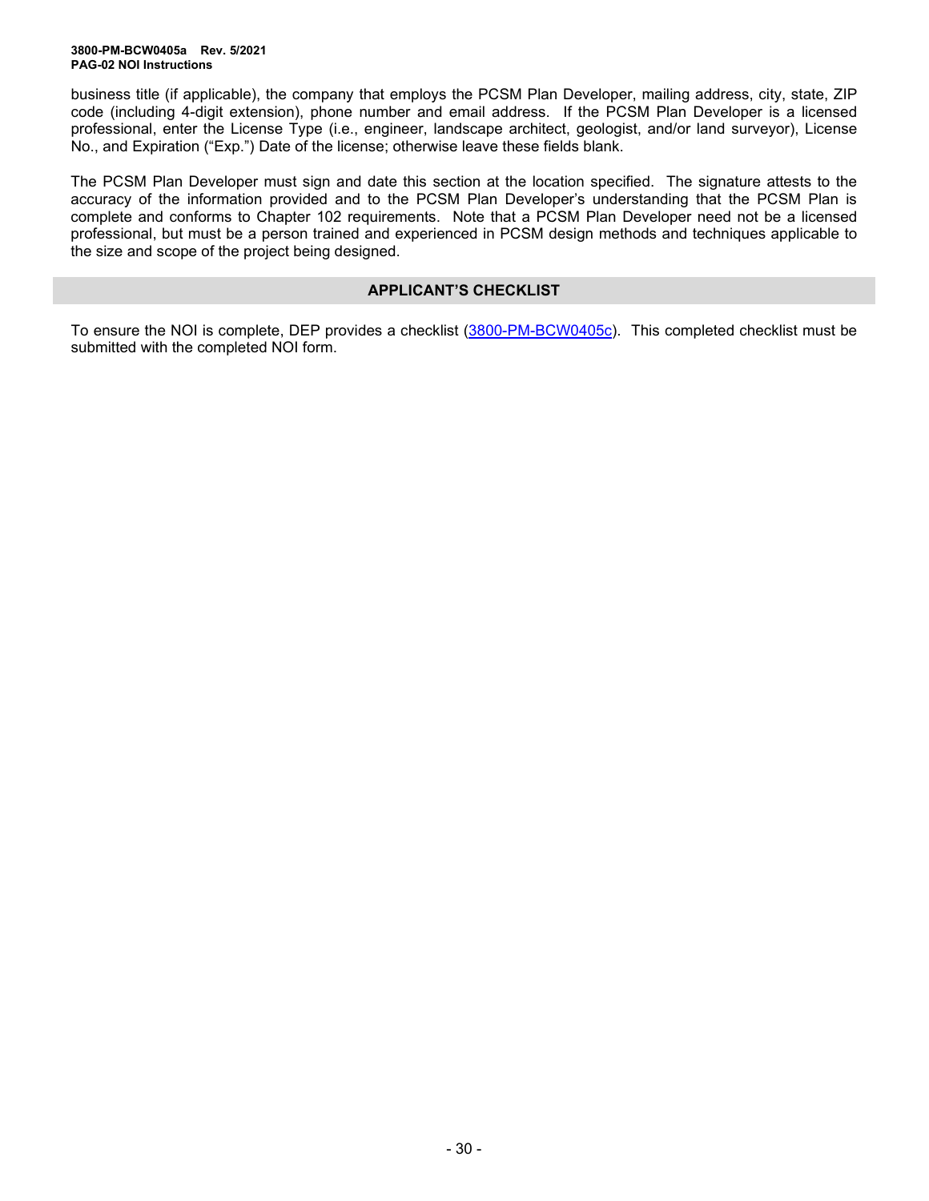business title (if applicable), the company that employs the PCSM Plan Developer, mailing address, city, state, ZIP code (including 4-digit extension), phone number and email address. If the PCSM Plan Developer is a licensed professional, enter the License Type (i.e., engineer, landscape architect, geologist, and/or land surveyor), License No., and Expiration ("Exp.") Date of the license; otherwise leave these fields blank.

The PCSM Plan Developer must sign and date this section at the location specified. The signature attests to the accuracy of the information provided and to the PCSM Plan Developer's understanding that the PCSM Plan is complete and conforms to Chapter 102 requirements. Note that a PCSM Plan Developer need not be a licensed professional, but must be a person trained and experienced in PCSM design methods and techniques applicable to the size and scope of the project being designed.

## APPLICANT'S CHECKLIST

To ensure the NOI is complete, DEP provides a checklist (3800-PM-BCW0405c). This completed checklist must be submitted with the completed NOI form.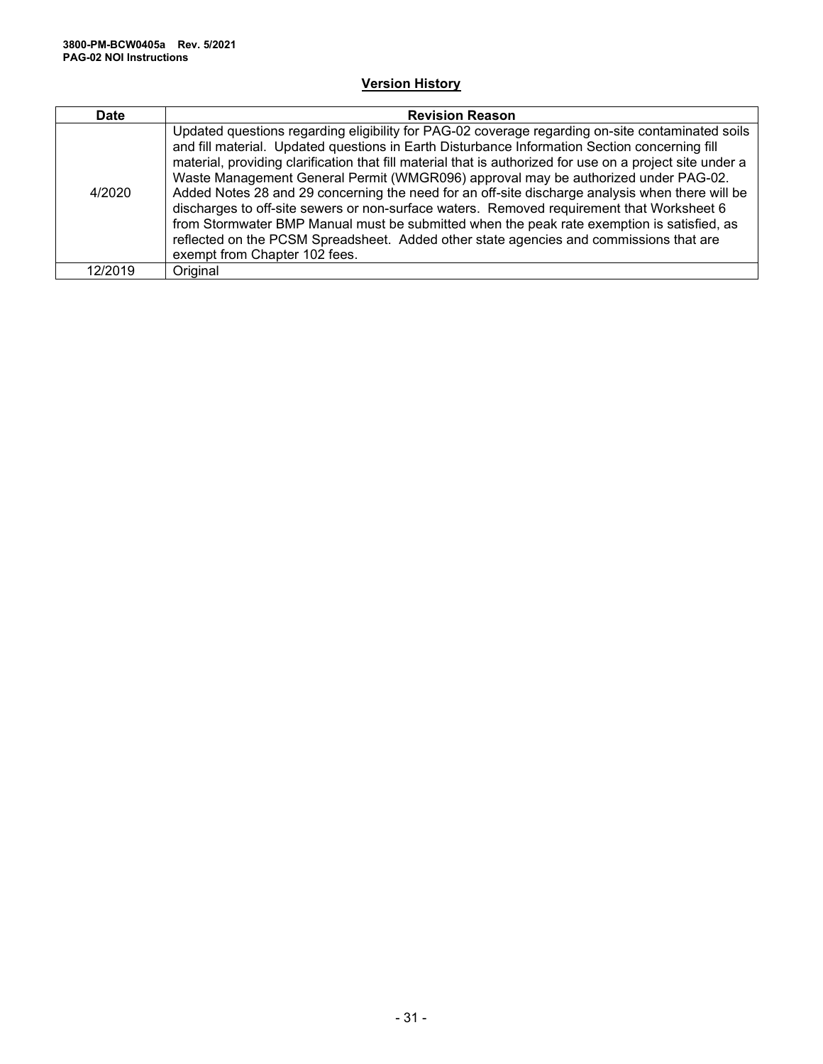## Version History

| Date | Revision Reason |
| --- | --- |
| 4/2020 | Updated questions regarding eligibility for PAG-02 coverage regarding on-site contaminated soils and fill material. Updated questions in Earth Disturbance Information Section concerning fill material, providing clarification that fill material that is authorized for use on a project site under a Waste Management General Permit (WMGR096) approval may be authorized under PAG-02. Added Notes 28 and 29 concerning the need for an off-site discharge analysis when there will be discharges to off-site sewers or non-surface waters. Removed requirement that Worksheet 6 from Stormwater BMP Manual must be submitted when the peak rate exemption is satisfied, as reflected on the PCSM Spreadsheet. Added other state agencies and commissions that are exempt from Chapter 102 fees. |
| 12/2019 | Original |